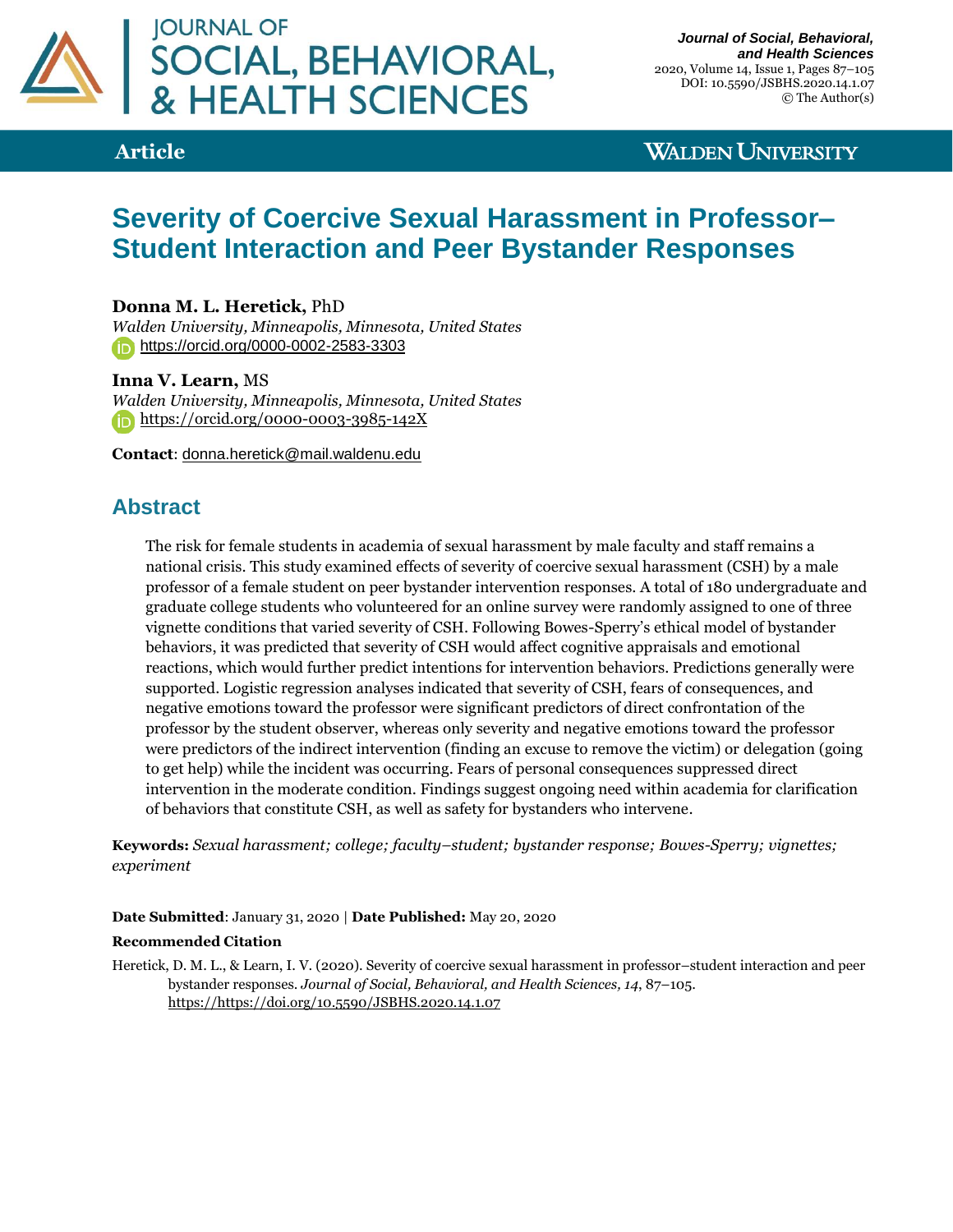# Severity of Coercive Sexual Harassment in Professor–Student Interaction and Peer Bystander Responses

**Donna M. L. Heretick,** PhD
*Walden University, Minneapolis, Minnesota, United States*
https://orcid.org/0000-0002-2583-3303

**Inna V. Learn,** MS
*Walden University, Minneapolis, Minnesota, United States*
https://orcid.org/0000-0003-3985-142X

**Contact**: donna.heretick@mail.waldenu.edu

## Abstract

The risk for female students in academia of sexual harassment by male faculty and staff remains a national crisis. This study examined effects of severity of coercive sexual harassment (CSH) by a male professor of a female student on peer bystander intervention responses. A total of 180 undergraduate and graduate college students who volunteered for an online survey were randomly assigned to one of three vignette conditions that varied severity of CSH. Following Bowes-Sperry's ethical model of bystander behaviors, it was predicted that severity of CSH would affect cognitive appraisals and emotional reactions, which would further predict intentions for intervention behaviors. Predictions generally were supported. Logistic regression analyses indicated that severity of CSH, fears of consequences, and negative emotions toward the professor were significant predictors of direct confrontation of the professor by the student observer, whereas only severity and negative emotions toward the professor were predictors of the indirect intervention (finding an excuse to remove the victim) or delegation (going to get help) while the incident was occurring. Fears of personal consequences suppressed direct intervention in the moderate condition. Findings suggest ongoing need within academia for clarification of behaviors that constitute CSH, as well as safety for bystanders who intervene.

**Keywords:** *Sexual harassment; college; faculty–student; bystander response; Bowes-Sperry; vignettes; experiment*

**Date Submitted**: January 31, 2020 | **Date Published:** May 20, 2020

**Recommended Citation**

Heretick, D. M. L., & Learn, I. V. (2020). Severity of coercive sexual harassment in professor–student interaction and peer bystander responses. *Journal of Social, Behavioral, and Health Sciences, 14*, 87–105. https://https://doi.org/10.5590/JSBHS.2020.14.1.07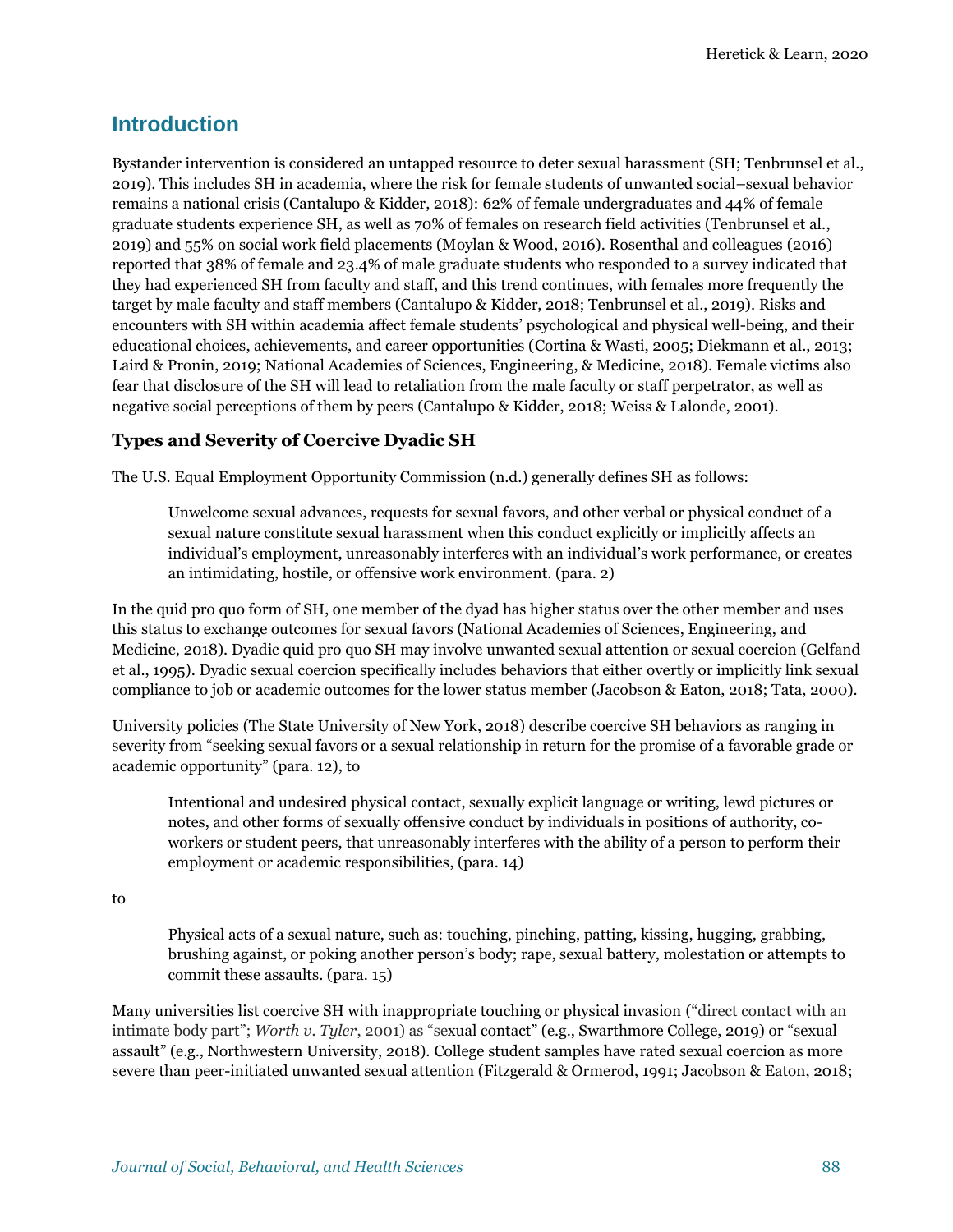## Introduction

Bystander intervention is considered an untapped resource to deter sexual harassment (SH; Tenbrunsel et al., 2019). This includes SH in academia, where the risk for female students of unwanted social–sexual behavior remains a national crisis (Cantalupo & Kidder, 2018): 62% of female undergraduates and 44% of female graduate students experience SH, as well as 70% of females on research field activities (Tenbrunsel et al., 2019) and 55% on social work field placements (Moylan & Wood, 2016). Rosenthal and colleagues (2016) reported that 38% of female and 23.4% of male graduate students who responded to a survey indicated that they had experienced SH from faculty and staff, and this trend continues, with females more frequently the target by male faculty and staff members (Cantalupo & Kidder, 2018; Tenbrunsel et al., 2019). Risks and encounters with SH within academia affect female students' psychological and physical well-being, and their educational choices, achievements, and career opportunities (Cortina & Wasti, 2005; Diekmann et al., 2013; Laird & Pronin, 2019; National Academies of Sciences, Engineering, & Medicine, 2018). Female victims also fear that disclosure of the SH will lead to retaliation from the male faculty or staff perpetrator, as well as negative social perceptions of them by peers (Cantalupo & Kidder, 2018; Weiss & Lalonde, 2001).

### Types and Severity of Coercive Dyadic SH

The U.S. Equal Employment Opportunity Commission (n.d.) generally defines SH as follows:

> Unwelcome sexual advances, requests for sexual favors, and other verbal or physical conduct of a sexual nature constitute sexual harassment when this conduct explicitly or implicitly affects an individual's employment, unreasonably interferes with an individual's work performance, or creates an intimidating, hostile, or offensive work environment. (para. 2)

In the quid pro quo form of SH, one member of the dyad has higher status over the other member and uses this status to exchange outcomes for sexual favors (National Academies of Sciences, Engineering, and Medicine, 2018). Dyadic quid pro quo SH may involve unwanted sexual attention or sexual coercion (Gelfand et al., 1995). Dyadic sexual coercion specifically includes behaviors that either overtly or implicitly link sexual compliance to job or academic outcomes for the lower status member (Jacobson & Eaton, 2018; Tata, 2000).

University policies (The State University of New York, 2018) describe coercive SH behaviors as ranging in severity from "seeking sexual favors or a sexual relationship in return for the promise of a favorable grade or academic opportunity" (para. 12), to

> Intentional and undesired physical contact, sexually explicit language or writing, lewd pictures or notes, and other forms of sexually offensive conduct by individuals in positions of authority, co-workers or student peers, that unreasonably interferes with the ability of a person to perform their employment or academic responsibilities, (para. 14)

to

> Physical acts of a sexual nature, such as: touching, pinching, patting, kissing, hugging, grabbing, brushing against, or poking another person's body; rape, sexual battery, molestation or attempts to commit these assaults. (para. 15)

Many universities list coercive SH with inappropriate touching or physical invasion ("direct contact with an intimate body part"; *Worth v. Tyler*, 2001) as "sexual contact" (e.g., Swarthmore College, 2019) or "sexual assault" (e.g., Northwestern University, 2018). College student samples have rated sexual coercion as more severe than peer-initiated unwanted sexual attention (Fitzgerald & Ormerod, 1991; Jacobson & Eaton, 2018;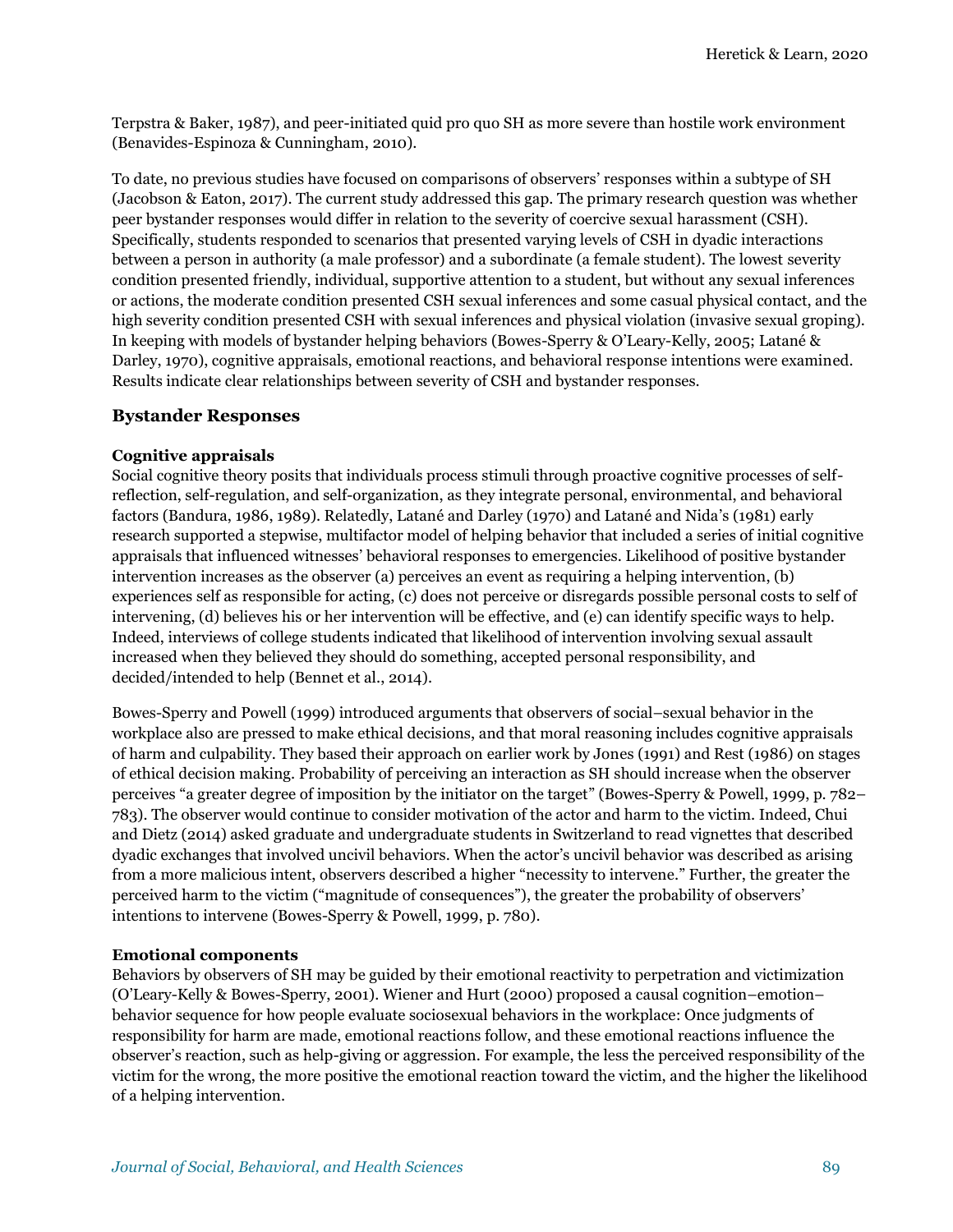Terpstra & Baker, 1987), and peer-initiated quid pro quo SH as more severe than hostile work environment (Benavides-Espinoza & Cunningham, 2010).

To date, no previous studies have focused on comparisons of observers' responses within a subtype of SH (Jacobson & Eaton, 2017). The current study addressed this gap. The primary research question was whether peer bystander responses would differ in relation to the severity of coercive sexual harassment (CSH). Specifically, students responded to scenarios that presented varying levels of CSH in dyadic interactions between a person in authority (a male professor) and a subordinate (a female student). The lowest severity condition presented friendly, individual, supportive attention to a student, but without any sexual inferences or actions, the moderate condition presented CSH sexual inferences and some casual physical contact, and the high severity condition presented CSH with sexual inferences and physical violation (invasive sexual groping). In keeping with models of bystander helping behaviors (Bowes-Sperry & O'Leary-Kelly, 2005; Latané & Darley, 1970), cognitive appraisals, emotional reactions, and behavioral response intentions were examined. Results indicate clear relationships between severity of CSH and bystander responses.

## Bystander Responses

### Cognitive appraisals

Social cognitive theory posits that individuals process stimuli through proactive cognitive processes of self-reflection, self-regulation, and self-organization, as they integrate personal, environmental, and behavioral factors (Bandura, 1986, 1989). Relatedly, Latané and Darley (1970) and Latané and Nida's (1981) early research supported a stepwise, multifactor model of helping behavior that included a series of initial cognitive appraisals that influenced witnesses' behavioral responses to emergencies. Likelihood of positive bystander intervention increases as the observer (a) perceives an event as requiring a helping intervention, (b) experiences self as responsible for acting, (c) does not perceive or disregards possible personal costs to self of intervening, (d) believes his or her intervention will be effective, and (e) can identify specific ways to help. Indeed, interviews of college students indicated that likelihood of intervention involving sexual assault increased when they believed they should do something, accepted personal responsibility, and decided/intended to help (Bennet et al., 2014).

Bowes-Sperry and Powell (1999) introduced arguments that observers of social–sexual behavior in the workplace also are pressed to make ethical decisions, and that moral reasoning includes cognitive appraisals of harm and culpability. They based their approach on earlier work by Jones (1991) and Rest (1986) on stages of ethical decision making. Probability of perceiving an interaction as SH should increase when the observer perceives "a greater degree of imposition by the initiator on the target" (Bowes-Sperry & Powell, 1999, p. 782–783). The observer would continue to consider motivation of the actor and harm to the victim. Indeed, Chui and Dietz (2014) asked graduate and undergraduate students in Switzerland to read vignettes that described dyadic exchanges that involved uncivil behaviors. When the actor's uncivil behavior was described as arising from a more malicious intent, observers described a higher "necessity to intervene." Further, the greater the perceived harm to the victim ("magnitude of consequences"), the greater the probability of observers' intentions to intervene (Bowes-Sperry & Powell, 1999, p. 780).

### Emotional components

Behaviors by observers of SH may be guided by their emotional reactivity to perpetration and victimization (O'Leary-Kelly & Bowes-Sperry, 2001). Wiener and Hurt (2000) proposed a causal cognition–emotion–behavior sequence for how people evaluate sociosexual behaviors in the workplace: Once judgments of responsibility for harm are made, emotional reactions follow, and these emotional reactions influence the observer's reaction, such as help-giving or aggression. For example, the less the perceived responsibility of the victim for the wrong, the more positive the emotional reaction toward the victim, and the higher the likelihood of a helping intervention.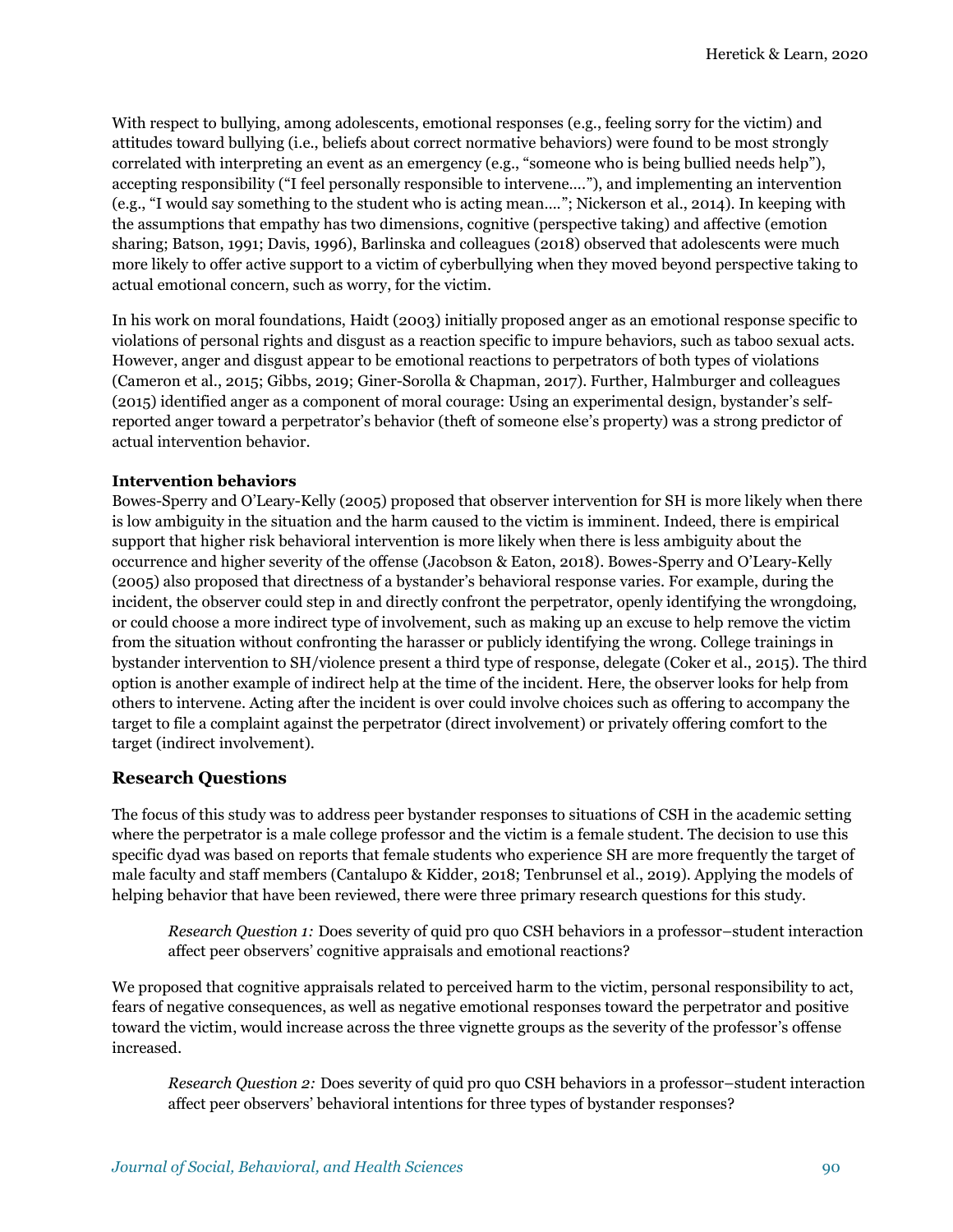With respect to bullying, among adolescents, emotional responses (e.g., feeling sorry for the victim) and attitudes toward bullying (i.e., beliefs about correct normative behaviors) were found to be most strongly correlated with interpreting an event as an emergency (e.g., "someone who is being bullied needs help"), accepting responsibility ("I feel personally responsible to intervene…."), and implementing an intervention (e.g., "I would say something to the student who is acting mean…."; Nickerson et al., 2014). In keeping with the assumptions that empathy has two dimensions, cognitive (perspective taking) and affective (emotion sharing; Batson, 1991; Davis, 1996), Barlinska and colleagues (2018) observed that adolescents were much more likely to offer active support to a victim of cyberbullying when they moved beyond perspective taking to actual emotional concern, such as worry, for the victim.

In his work on moral foundations, Haidt (2003) initially proposed anger as an emotional response specific to violations of personal rights and disgust as a reaction specific to impure behaviors, such as taboo sexual acts. However, anger and disgust appear to be emotional reactions to perpetrators of both types of violations (Cameron et al., 2015; Gibbs, 2019; Giner-Sorolla & Chapman, 2017). Further, Halmburger and colleagues (2015) identified anger as a component of moral courage: Using an experimental design, bystander's self-reported anger toward a perpetrator's behavior (theft of someone else's property) was a strong predictor of actual intervention behavior.

**Intervention behaviors**

Bowes-Sperry and O'Leary-Kelly (2005) proposed that observer intervention for SH is more likely when there is low ambiguity in the situation and the harm caused to the victim is imminent. Indeed, there is empirical support that higher risk behavioral intervention is more likely when there is less ambiguity about the occurrence and higher severity of the offense (Jacobson & Eaton, 2018). Bowes-Sperry and O'Leary-Kelly (2005) also proposed that directness of a bystander's behavioral response varies. For example, during the incident, the observer could step in and directly confront the perpetrator, openly identifying the wrongdoing, or could choose a more indirect type of involvement, such as making up an excuse to help remove the victim from the situation without confronting the harasser or publicly identifying the wrong. College trainings in bystander intervention to SH/violence present a third type of response, delegate (Coker et al., 2015). The third option is another example of indirect help at the time of the incident. Here, the observer looks for help from others to intervene. Acting after the incident is over could involve choices such as offering to accompany the target to file a complaint against the perpetrator (direct involvement) or privately offering comfort to the target (indirect involvement).

## Research Questions

The focus of this study was to address peer bystander responses to situations of CSH in the academic setting where the perpetrator is a male college professor and the victim is a female student. The decision to use this specific dyad was based on reports that female students who experience SH are more frequently the target of male faculty and staff members (Cantalupo & Kidder, 2018; Tenbrunsel et al., 2019). Applying the models of helping behavior that have been reviewed, there were three primary research questions for this study.

> *Research Question 1:* Does severity of quid pro quo CSH behaviors in a professor–student interaction affect peer observers' cognitive appraisals and emotional reactions?

We proposed that cognitive appraisals related to perceived harm to the victim, personal responsibility to act, fears of negative consequences, as well as negative emotional responses toward the perpetrator and positive toward the victim, would increase across the three vignette groups as the severity of the professor's offense increased.

> *Research Question 2:* Does severity of quid pro quo CSH behaviors in a professor–student interaction affect peer observers' behavioral intentions for three types of bystander responses?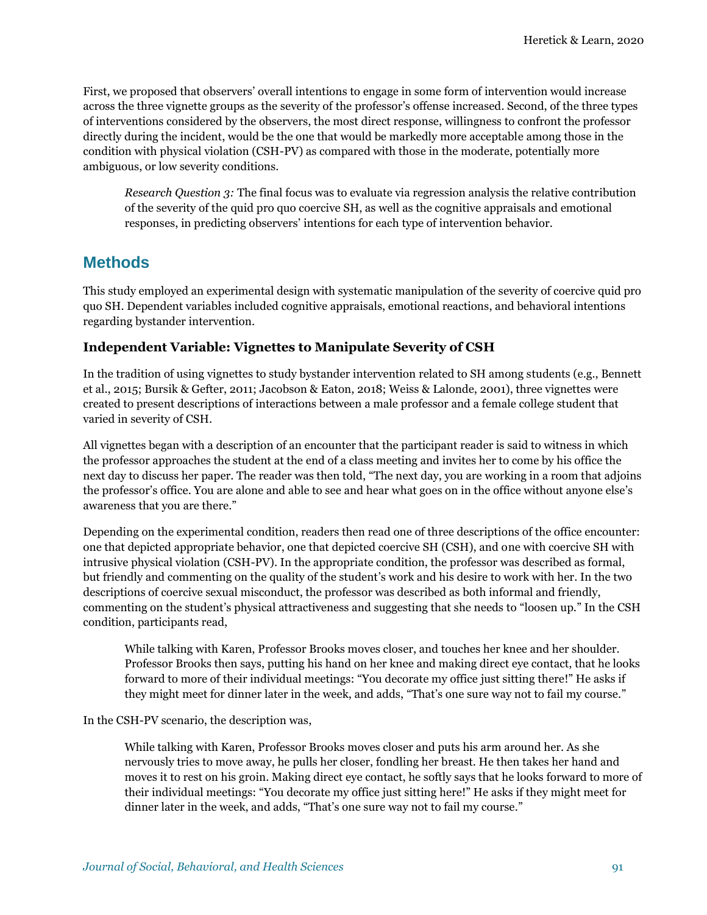First, we proposed that observers' overall intentions to engage in some form of intervention would increase across the three vignette groups as the severity of the professor's offense increased. Second, of the three types of interventions considered by the observers, the most direct response, willingness to confront the professor directly during the incident, would be the one that would be markedly more acceptable among those in the condition with physical violation (CSH-PV) as compared with those in the moderate, potentially more ambiguous, or low severity conditions.

> *Research Question 3:* The final focus was to evaluate via regression analysis the relative contribution of the severity of the quid pro quo coercive SH, as well as the cognitive appraisals and emotional responses, in predicting observers' intentions for each type of intervention behavior.

## Methods

This study employed an experimental design with systematic manipulation of the severity of coercive quid pro quo SH. Dependent variables included cognitive appraisals, emotional reactions, and behavioral intentions regarding bystander intervention.

### Independent Variable: Vignettes to Manipulate Severity of CSH

In the tradition of using vignettes to study bystander intervention related to SH among students (e.g., Bennett et al., 2015; Bursik & Gefter, 2011; Jacobson & Eaton, 2018; Weiss & Lalonde, 2001), three vignettes were created to present descriptions of interactions between a male professor and a female college student that varied in severity of CSH.

All vignettes began with a description of an encounter that the participant reader is said to witness in which the professor approaches the student at the end of a class meeting and invites her to come by his office the next day to discuss her paper. The reader was then told, "The next day, you are working in a room that adjoins the professor's office. You are alone and able to see and hear what goes on in the office without anyone else's awareness that you are there."

Depending on the experimental condition, readers then read one of three descriptions of the office encounter: one that depicted appropriate behavior, one that depicted coercive SH (CSH), and one with coercive SH with intrusive physical violation (CSH-PV). In the appropriate condition, the professor was described as formal, but friendly and commenting on the quality of the student's work and his desire to work with her. In the two descriptions of coercive sexual misconduct, the professor was described as both informal and friendly, commenting on the student's physical attractiveness and suggesting that she needs to "loosen up." In the CSH condition, participants read,

> While talking with Karen, Professor Brooks moves closer, and touches her knee and her shoulder. Professor Brooks then says, putting his hand on her knee and making direct eye contact, that he looks forward to more of their individual meetings: "You decorate my office just sitting there!" He asks if they might meet for dinner later in the week, and adds, "That's one sure way not to fail my course."

In the CSH-PV scenario, the description was,

> While talking with Karen, Professor Brooks moves closer and puts his arm around her. As she nervously tries to move away, he pulls her closer, fondling her breast. He then takes her hand and moves it to rest on his groin. Making direct eye contact, he softly says that he looks forward to more of their individual meetings: "You decorate my office just sitting here!" He asks if they might meet for dinner later in the week, and adds, "That's one sure way not to fail my course."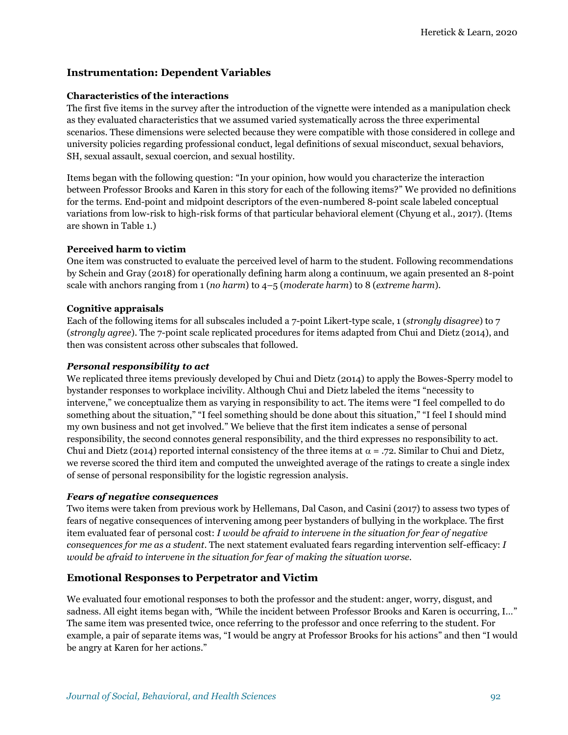## Instrumentation: Dependent Variables

### Characteristics of the interactions

The first five items in the survey after the introduction of the vignette were intended as a manipulation check as they evaluated characteristics that we assumed varied systematically across the three experimental scenarios. These dimensions were selected because they were compatible with those considered in college and university policies regarding professional conduct, legal definitions of sexual misconduct, sexual behaviors, SH, sexual assault, sexual coercion, and sexual hostility.

Items began with the following question: "In your opinion, how would you characterize the interaction between Professor Brooks and Karen in this story for each of the following items?" We provided no definitions for the terms. End-point and midpoint descriptors of the even-numbered 8-point scale labeled conceptual variations from low-risk to high-risk forms of that particular behavioral element (Chyung et al., 2017). (Items are shown in Table 1.)

### Perceived harm to victim

One item was constructed to evaluate the perceived level of harm to the student. Following recommendations by Schein and Gray (2018) for operationally defining harm along a continuum, we again presented an 8-point scale with anchors ranging from 1 (*no harm*) to 4–5 (*moderate harm*) to 8 (*extreme harm*).

### Cognitive appraisals

Each of the following items for all subscales included a 7-point Likert-type scale, 1 (*strongly disagree*) to 7 (*strongly agree*). The 7-point scale replicated procedures for items adapted from Chui and Dietz (2014), and then was consistent across other subscales that followed.

#### *Personal responsibility to act*

We replicated three items previously developed by Chui and Dietz (2014) to apply the Bowes-Sperry model to bystander responses to workplace incivility. Although Chui and Dietz labeled the items "necessity to intervene," we conceptualize them as varying in responsibility to act. The items were "I feel compelled to do something about the situation," "I feel something should be done about this situation," "I feel I should mind my own business and not get involved." We believe that the first item indicates a sense of personal responsibility, the second connotes general responsibility, and the third expresses no responsibility to act. Chui and Dietz (2014) reported internal consistency of the three items at $\alpha = .72$. Similar to Chui and Dietz, we reverse scored the third item and computed the unweighted average of the ratings to create a single index of sense of personal responsibility for the logistic regression analysis.

#### *Fears of negative consequences*

Two items were taken from previous work by Hellemans, Dal Cason, and Casini (2017) to assess two types of fears of negative consequences of intervening among peer bystanders of bullying in the workplace. The first item evaluated fear of personal cost: *I would be afraid to intervene in the situation for fear of negative consequences for me as a student*. The next statement evaluated fears regarding intervention self-efficacy: *I would be afraid to intervene in the situation for fear of making the situation worse.*

## Emotional Responses to Perpetrator and Victim

We evaluated four emotional responses to both the professor and the student: anger, worry, disgust, and sadness. All eight items began with, "While the incident between Professor Brooks and Karen is occurring, I…" The same item was presented twice, once referring to the professor and once referring to the student. For example, a pair of separate items was, "I would be angry at Professor Brooks for his actions" and then "I would be angry at Karen for her actions."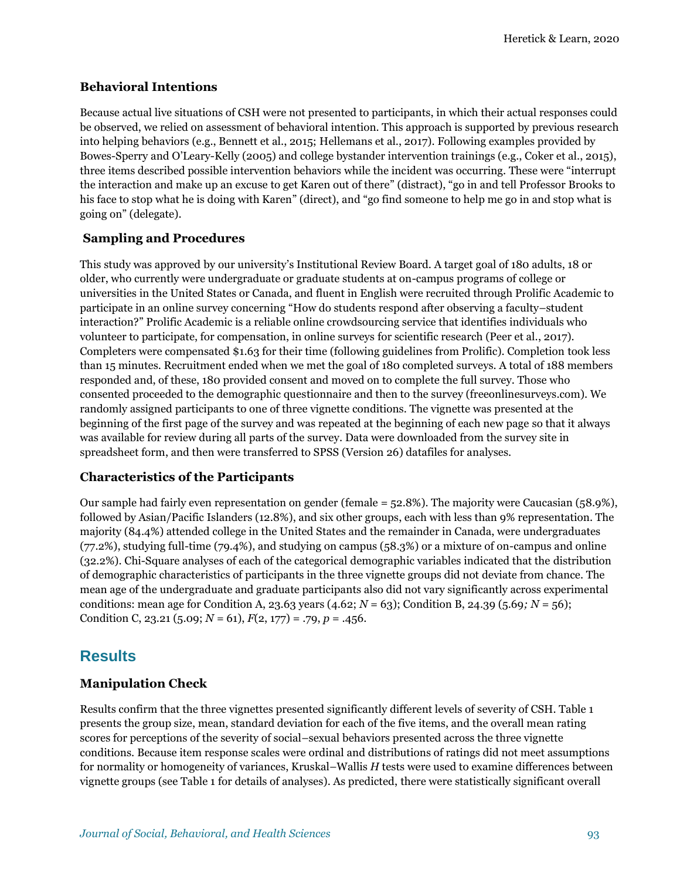### Behavioral Intentions

Because actual live situations of CSH were not presented to participants, in which their actual responses could be observed, we relied on assessment of behavioral intention. This approach is supported by previous research into helping behaviors (e.g., Bennett et al., 2015; Hellemans et al., 2017). Following examples provided by Bowes-Sperry and O'Leary-Kelly (2005) and college bystander intervention trainings (e.g., Coker et al., 2015), three items described possible intervention behaviors while the incident was occurring. These were "interrupt the interaction and make up an excuse to get Karen out of there" (distract), "go in and tell Professor Brooks to his face to stop what he is doing with Karen" (direct), and "go find someone to help me go in and stop what is going on" (delegate).

### Sampling and Procedures

This study was approved by our university's Institutional Review Board. A target goal of 180 adults, 18 or older, who currently were undergraduate or graduate students at on-campus programs of college or universities in the United States or Canada, and fluent in English were recruited through Prolific Academic to participate in an online survey concerning "How do students respond after observing a faculty–student interaction?" Prolific Academic is a reliable online crowdsourcing service that identifies individuals who volunteer to participate, for compensation, in online surveys for scientific research (Peer et al., 2017). Completers were compensated $1.63 for their time (following guidelines from Prolific). Completion took less than 15 minutes. Recruitment ended when we met the goal of 180 completed surveys. A total of 188 members responded and, of these, 180 provided consent and moved on to complete the full survey. Those who consented proceeded to the demographic questionnaire and then to the survey (freeonlinesurveys.com). We randomly assigned participants to one of three vignette conditions. The vignette was presented at the beginning of the first page of the survey and was repeated at the beginning of each new page so that it always was available for review during all parts of the survey. Data were downloaded from the survey site in spreadsheet form, and then were transferred to SPSS (Version 26) datafiles for analyses.

### Characteristics of the Participants

Our sample had fairly even representation on gender (female = 52.8%). The majority were Caucasian (58.9%), followed by Asian/Pacific Islanders (12.8%), and six other groups, each with less than 9% representation. The majority (84.4%) attended college in the United States and the remainder in Canada, were undergraduates (77.2%), studying full-time (79.4%), and studying on campus (58.3%) or a mixture of on-campus and online (32.2%). Chi-Square analyses of each of the categorical demographic variables indicated that the distribution of demographic characteristics of participants in the three vignette groups did not deviate from chance. The mean age of the undergraduate and graduate participants also did not vary significantly across experimental conditions: mean age for Condition A, 23.63 years (4.62; $N$ = 63); Condition B, 24.39 (5.69; $N$ = 56); Condition C, 23.21 (5.09; $N$ = 61), $F(2, 177) = .79$, $p = .456$.

## Results

### Manipulation Check

Results confirm that the three vignettes presented significantly different levels of severity of CSH. Table 1 presents the group size, mean, standard deviation for each of the five items, and the overall mean rating scores for perceptions of the severity of social–sexual behaviors presented across the three vignette conditions. Because item response scales were ordinal and distributions of ratings did not meet assumptions for normality or homogeneity of variances, Kruskal–Wallis $H$ tests were used to examine differences between vignette groups (see Table 1 for details of analyses). As predicted, there were statistically significant overall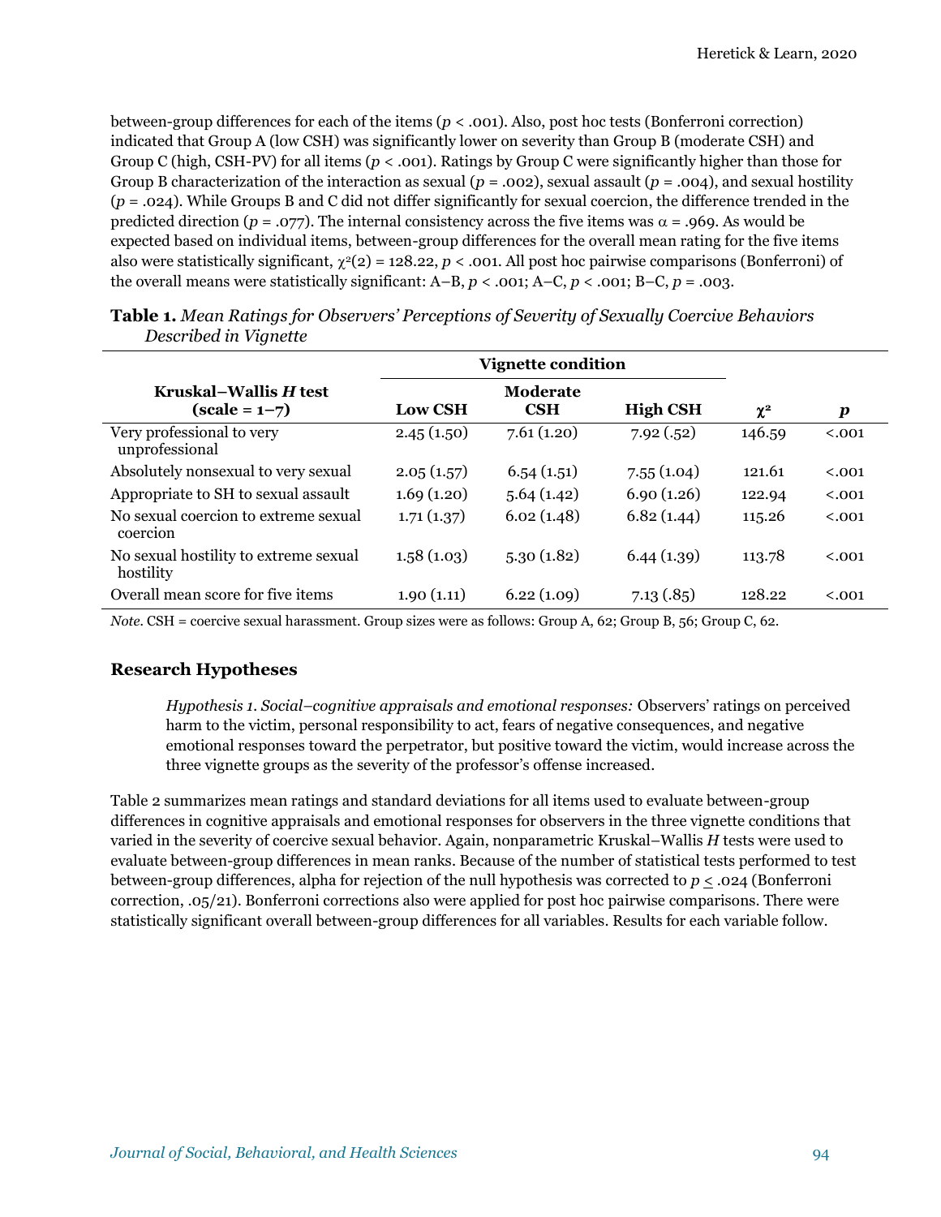between-group differences for each of the items ($p < .001$). Also, post hoc tests (Bonferroni correction) indicated that Group A (low CSH) was significantly lower on severity than Group B (moderate CSH) and Group C (high, CSH-PV) for all items ($p < .001$). Ratings by Group C were significantly higher than those for Group B characterization of the interaction as sexual ($p = .002$), sexual assault ($p = .004$), and sexual hostility ($p = .024$). While Groups B and C did not differ significantly for sexual coercion, the difference trended in the predicted direction ($p = .077$). The internal consistency across the five items was $\alpha = .969$. As would be expected based on individual items, between-group differences for the overall mean rating for the five items also were statistically significant, $\chi^2(2) = 128.22$, $p < .001$. All post hoc pairwise comparisons (Bonferroni) of the overall means were statistically significant: A–B, $p < .001$; A–C, $p < .001$; B–C, $p = .003$.

**Table 1.** *Mean Ratings for Observers' Perceptions of Severity of Sexually Coercive Behaviors Described in Vignette*

| | Vignette condition | | | | |
|---|---|---|---|---|---|
| **Kruskal–Wallis *H* test (scale = 1–7)** | **Low CSH** | **Moderate CSH** | **High CSH** | **$\chi^2$** | ***p*** |
| Very professional to very unprofessional | 2.45 (1.50) | 7.61 (1.20) | 7.92 (.52) | 146.59 | <.001 |
| Absolutely nonsexual to very sexual | 2.05 (1.57) | 6.54 (1.51) | 7.55 (1.04) | 121.61 | <.001 |
| Appropriate to SH to sexual assault | 1.69 (1.20) | 5.64 (1.42) | 6.90 (1.26) | 122.94 | <.001 |
| No sexual coercion to extreme sexual coercion | 1.71 (1.37) | 6.02 (1.48) | 6.82 (1.44) | 115.26 | <.001 |
| No sexual hostility to extreme sexual hostility | 1.58 (1.03) | 5.30 (1.82) | 6.44 (1.39) | 113.78 | <.001 |
| Overall mean score for five items | 1.90 (1.11) | 6.22 (1.09) | 7.13 (.85) | 128.22 | <.001 |

*Note.* CSH = coercive sexual harassment. Group sizes were as follows: Group A, 62; Group B, 56; Group C, 62.

### Research Hypotheses

> *Hypothesis 1. Social–cognitive appraisals and emotional responses:* Observers' ratings on perceived harm to the victim, personal responsibility to act, fears of negative consequences, and negative emotional responses toward the perpetrator, but positive toward the victim, would increase across the three vignette groups as the severity of the professor's offense increased.

Table 2 summarizes mean ratings and standard deviations for all items used to evaluate between-group differences in cognitive appraisals and emotional responses for observers in the three vignette conditions that varied in the severity of coercive sexual behavior. Again, nonparametric Kruskal–Wallis *H* tests were used to evaluate between-group differences in mean ranks. Because of the number of statistical tests performed to test between-group differences, alpha for rejection of the null hypothesis was corrected to $p \leq .024$ (Bonferroni correction, .05/21). Bonferroni corrections also were applied for post hoc pairwise comparisons. There were statistically significant overall between-group differences for all variables. Results for each variable follow.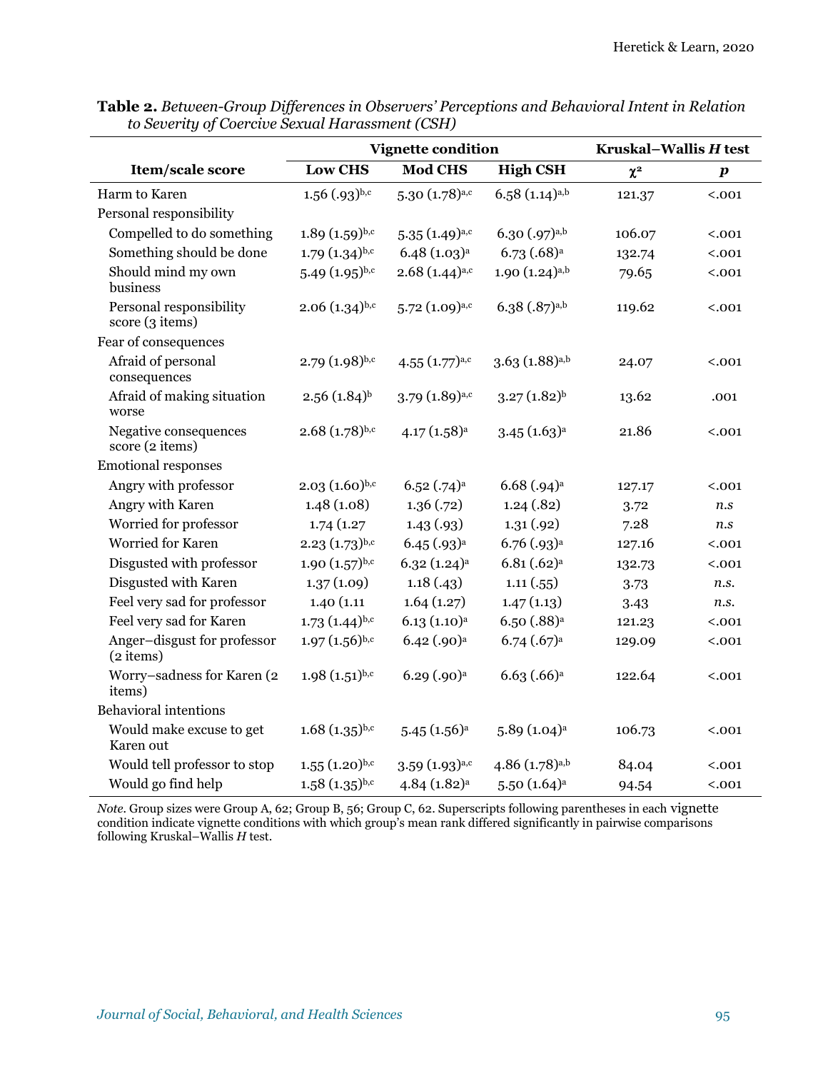**Table 2.** *Between-Group Differences in Observers' Perceptions and Behavioral Intent in Relation to Severity of Coercive Sexual Harassment (CSH)*

| Item/scale score | Vignette condition | | | Kruskal–Wallis *H* test | |
|---|---|---|---|---|---|
| | Low CHS | Mod CHS | High CSH | $\chi^2$ | *p* |
| Harm to Karen | 1.56 (.93)[b,c] | 5.30 (1.78)[a,c] | 6.58 (1.14)[a,b] | 121.37 | <.001 |
| Personal responsibility | | | | | |
| Compelled to do something | 1.89 (1.59)[b,c] | 5.35 (1.49)[a,c] | 6.30 (.97)[a,b] | 106.07 | <.001 |
| Something should be done | 1.79 (1.34)[b,c] | 6.48 (1.03)[a] | 6.73 (.68)[a] | 132.74 | <.001 |
| Should mind my own business | 5.49 (1.95)[b,c] | 2.68 (1.44)[a,c] | 1.90 (1.24)[a,b] | 79.65 | <.001 |
| Personal responsibility score (3 items) | 2.06 (1.34)[b,c] | 5.72 (1.09)[a,c] | 6.38 (.87)[a,b] | 119.62 | <.001 |
| Fear of consequences | | | | | |
| Afraid of personal consequences | 2.79 (1.98)[b,c] | 4.55 (1.77)[a,c] | 3.63 (1.88)[a,b] | 24.07 | <.001 |
| Afraid of making situation worse | 2.56 (1.84)[b] | 3.79 (1.89)[a,c] | 3.27 (1.82)[b] | 13.62 | .001 |
| Negative consequences score (2 items) | 2.68 (1.78)[b,c] | 4.17 (1.58)[a] | 3.45 (1.63)[a] | 21.86 | <.001 |
| Emotional responses | | | | | |
| Angry with professor | 2.03 (1.60)[b,c] | 6.52 (.74)[a] | 6.68 (.94)[a] | 127.17 | <.001 |
| Angry with Karen | 1.48 (1.08) | 1.36 (.72) | 1.24 (.82) | 3.72 | *n.s* |
| Worried for professor | 1.74 (1.27 | 1.43 (.93) | 1.31 (.92) | 7.28 | *n.s* |
| Worried for Karen | 2.23 (1.73)[b,c] | 6.45 (.93)[a] | 6.76 (.93)[a] | 127.16 | <.001 |
| Disgusted with professor | 1.90 (1.57)[b,c] | 6.32 (1.24)[a] | 6.81 (.62)[a] | 132.73 | <.001 |
| Disgusted with Karen | 1.37 (1.09) | 1.18 (.43) | 1.11 (.55) | 3.73 | *n.s.* |
| Feel very sad for professor | 1.40 (1.11 | 1.64 (1.27) | 1.47 (1.13) | 3.43 | *n.s.* |
| Feel very sad for Karen | 1.73 (1.44)[b,c] | 6.13 (1.10)[a] | 6.50 (.88)[a] | 121.23 | <.001 |
| Anger–disgust for professor (2 items) | 1.97 (1.56)[b,c] | 6.42 (.90)[a] | 6.74 (.67)[a] | 129.09 | <.001 |
| Worry–sadness for Karen (2 items) | 1.98 (1.51)[b,c] | 6.29 (.90)[a] | 6.63 (.66)[a] | 122.64 | <.001 |
| Behavioral intentions | | | | | |
| Would make excuse to get Karen out | 1.68 (1.35)[b,c] | 5.45 (1.56)[a] | 5.89 (1.04)[a] | 106.73 | <.001 |
| Would tell professor to stop | 1.55 (1.20)[b,c] | 3.59 (1.93)[a,c] | 4.86 (1.78)[a,b] | 84.04 | <.001 |
| Would go find help | 1.58 (1.35)[b,c] | 4.84 (1.82)[a] | 5.50 (1.64)[a] | 94.54 | <.001 |

*Note.* Group sizes were Group A, 62; Group B, 56; Group C, 62. Superscripts following parentheses in each vignette condition indicate vignette conditions with which group's mean rank differed significantly in pairwise comparisons following Kruskal–Wallis *H* test.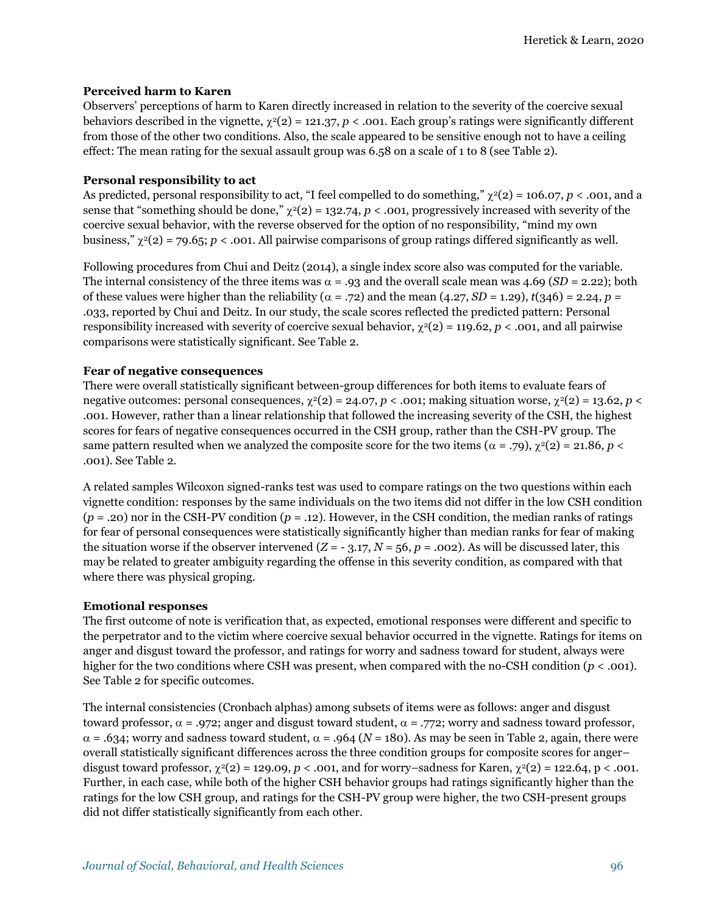**Perceived harm to Karen**

Observers' perceptions of harm to Karen directly increased in relation to the severity of the coercive sexual behaviors described in the vignette, $\chi^2(2) = 121.37$, $p < .001$. Each group's ratings were significantly different from those of the other two conditions. Also, the scale appeared to be sensitive enough not to have a ceiling effect: The mean rating for the sexual assault group was 6.58 on a scale of 1 to 8 (see Table 2).

**Personal responsibility to act**

As predicted, personal responsibility to act, "I feel compelled to do something," $\chi^2(2) = 106.07$, $p < .001$, and a sense that "something should be done," $\chi^2(2) = 132.74$, $p < .001$, progressively increased with severity of the coercive sexual behavior, with the reverse observed for the option of no responsibility, "mind my own business," $\chi^2(2) = 79.65$; $p < .001$. All pairwise comparisons of group ratings differed significantly as well.

Following procedures from Chui and Deitz (2014), a single index score also was computed for the variable. The internal consistency of the three items was $\alpha = .93$ and the overall scale mean was 4.69 (*SD* = 2.22); both of these values were higher than the reliability ($\alpha = .72$) and the mean (4.27, *SD* = 1.29), $t(346) = 2.24$, $p = .033$, reported by Chui and Deitz. In our study, the scale scores reflected the predicted pattern: Personal responsibility increased with severity of coercive sexual behavior, $\chi^2(2) = 119.62$, $p < .001$, and all pairwise comparisons were statistically significant. See Table 2.

**Fear of negative consequences**

There were overall statistically significant between-group differences for both items to evaluate fears of negative outcomes: personal consequences, $\chi^2(2) = 24.07$, $p < .001$; making situation worse, $\chi^2(2) = 13.62$, $p < .001$. However, rather than a linear relationship that followed the increasing severity of the CSH, the highest scores for fears of negative consequences occurred in the CSH group, rather than the CSH-PV group. The same pattern resulted when we analyzed the composite score for the two items ($\alpha = .79$), $\chi^2(2) = 21.86$, $p < .001$). See Table 2.

A related samples Wilcoxon signed-ranks test was used to compare ratings on the two questions within each vignette condition: responses by the same individuals on the two items did not differ in the low CSH condition ($p = .20$) nor in the CSH-PV condition ($p = .12$). However, in the CSH condition, the median ranks of ratings for fear of personal consequences were statistically significantly higher than median ranks for fear of making the situation worse if the observer intervened ($Z = -3.17$, $N = 56$, $p = .002$). As will be discussed later, this may be related to greater ambiguity regarding the offense in this severity condition, as compared with that where there was physical groping.

**Emotional responses**

The first outcome of note is verification that, as expected, emotional responses were different and specific to the perpetrator and to the victim where coercive sexual behavior occurred in the vignette. Ratings for items on anger and disgust toward the professor, and ratings for worry and sadness toward for student, always were higher for the two conditions where CSH was present, when compared with the no-CSH condition ($p < .001$). See Table 2 for specific outcomes.

The internal consistencies (Cronbach alphas) among subsets of items were as follows: anger and disgust toward professor, $\alpha = .972$; anger and disgust toward student, $\alpha = .772$; worry and sadness toward professor, $\alpha = .634$; worry and sadness toward student, $\alpha = .964$ ($N = 180$). As may be seen in Table 2, again, there were overall statistically significant differences across the three condition groups for composite scores for anger–disgust toward professor, $\chi^2(2) = 129.09$, $p < .001$, and for worry–sadness for Karen, $\chi^2(2) = 122.64$, $p < .001$. Further, in each case, while both of the higher CSH behavior groups had ratings significantly higher than the ratings for the low CSH group, and ratings for the CSH-PV group were higher, the two CSH-present groups did not differ statistically significantly from each other.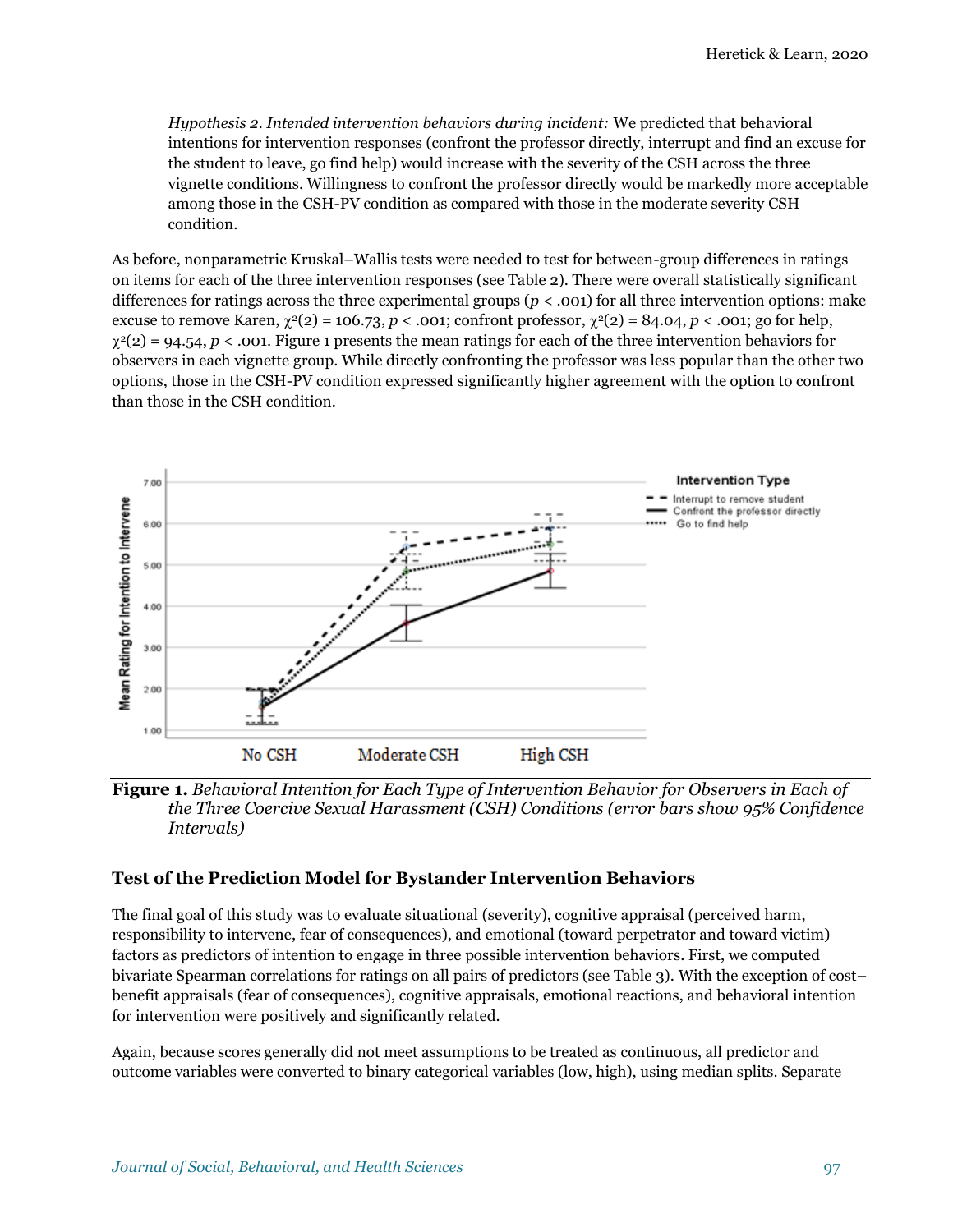*Hypothesis 2. Intended intervention behaviors during incident:* We predicted that behavioral intentions for intervention responses (confront the professor directly, interrupt and find an excuse for the student to leave, go find help) would increase with the severity of the CSH across the three vignette conditions. Willingness to confront the professor directly would be markedly more acceptable among those in the CSH-PV condition as compared with those in the moderate severity CSH condition.

As before, nonparametric Kruskal–Wallis tests were needed to test for between-group differences in ratings on items for each of the three intervention responses (see Table 2). There were overall statistically significant differences for ratings across the three experimental groups ($p < .001$) for all three intervention options: make excuse to remove Karen, $\chi^2(2) = 106.73$, $p < .001$; confront professor, $\chi^2(2) = 84.04$, $p < .001$; go for help, $\chi^2(2) = 94.54$, $p < .001$. Figure 1 presents the mean ratings for each of the three intervention behaviors for observers in each vignette group. While directly confronting the professor was less popular than the other two options, those in the CSH-PV condition expressed significantly higher agreement with the option to confront than those in the CSH condition.

**Figure 1.** *Behavioral Intention for Each Type of Intervention Behavior for Observers in Each of the Three Coercive Sexual Harassment (CSH) Conditions (error bars show 95% Confidence Intervals)*

### Test of the Prediction Model for Bystander Intervention Behaviors

The final goal of this study was to evaluate situational (severity), cognitive appraisal (perceived harm, responsibility to intervene, fear of consequences), and emotional (toward perpetrator and toward victim) factors as predictors of intention to engage in three possible intervention behaviors. First, we computed bivariate Spearman correlations for ratings on all pairs of predictors (see Table 3). With the exception of cost–benefit appraisals (fear of consequences), cognitive appraisals, emotional reactions, and behavioral intention for intervention were positively and significantly related.

Again, because scores generally did not meet assumptions to be treated as continuous, all predictor and outcome variables were converted to binary categorical variables (low, high), using median splits. Separate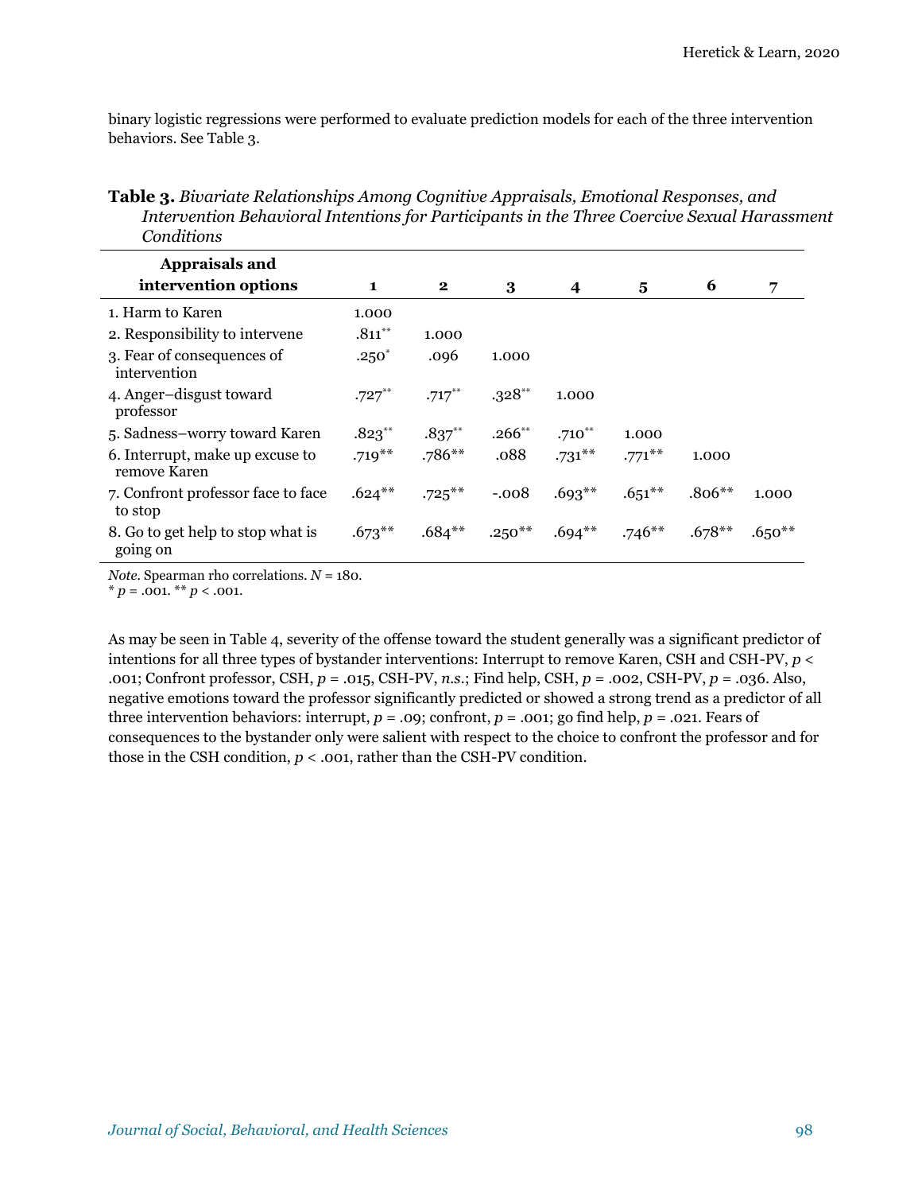binary logistic regressions were performed to evaluate prediction models for each of the three intervention behaviors. See Table 3.

**Table 3.** *Bivariate Relationships Among Cognitive Appraisals, Emotional Responses, and Intervention Behavioral Intentions for Participants in the Three Coercive Sexual Harassment Conditions*

| Appraisals and intervention options | 1 | 2 | 3 | 4 | 5 | 6 | 7 |
|---|---|---|---|---|---|---|---|
| 1. Harm to Karen | 1.000 | | | | | | |
| 2. Responsibility to intervene | .811** | 1.000 | | | | | |
| 3. Fear of consequences of intervention | .250* | .096 | 1.000 | | | | |
| 4. Anger–disgust toward professor | .727** | .717** | .328** | 1.000 | | | |
| 5. Sadness–worry toward Karen | .823** | .837** | .266** | .710** | 1.000 | | |
| 6. Interrupt, make up excuse to remove Karen | .719** | .786** | .088 | .731** | .771** | 1.000 | |
| 7. Confront professor face to face to stop | .624** | .725** | -.008 | .693** | .651** | .806** | 1.000 |
| 8. Go to get help to stop what is going on | .673** | .684** | .250** | .694** | .746** | .678** | .650** |

*Note.* Spearman rho correlations. $N$ = 180.
* $p$ = .001. ** $p$ < .001.

As may be seen in Table 4, severity of the offense toward the student generally was a significant predictor of intentions for all three types of bystander interventions: Interrupt to remove Karen, CSH and CSH-PV, $p$ < .001; Confront professor, CSH, $p$ = .015, CSH-PV, *n.s.*; Find help, CSH, $p$ = .002, CSH-PV, $p$ = .036. Also, negative emotions toward the professor significantly predicted or showed a strong trend as a predictor of all three intervention behaviors: interrupt, $p$ = .09; confront, $p$ = .001; go find help, $p$ = .021. Fears of consequences to the bystander only were salient with respect to the choice to confront the professor and for those in the CSH condition, $p$ < .001, rather than the CSH-PV condition.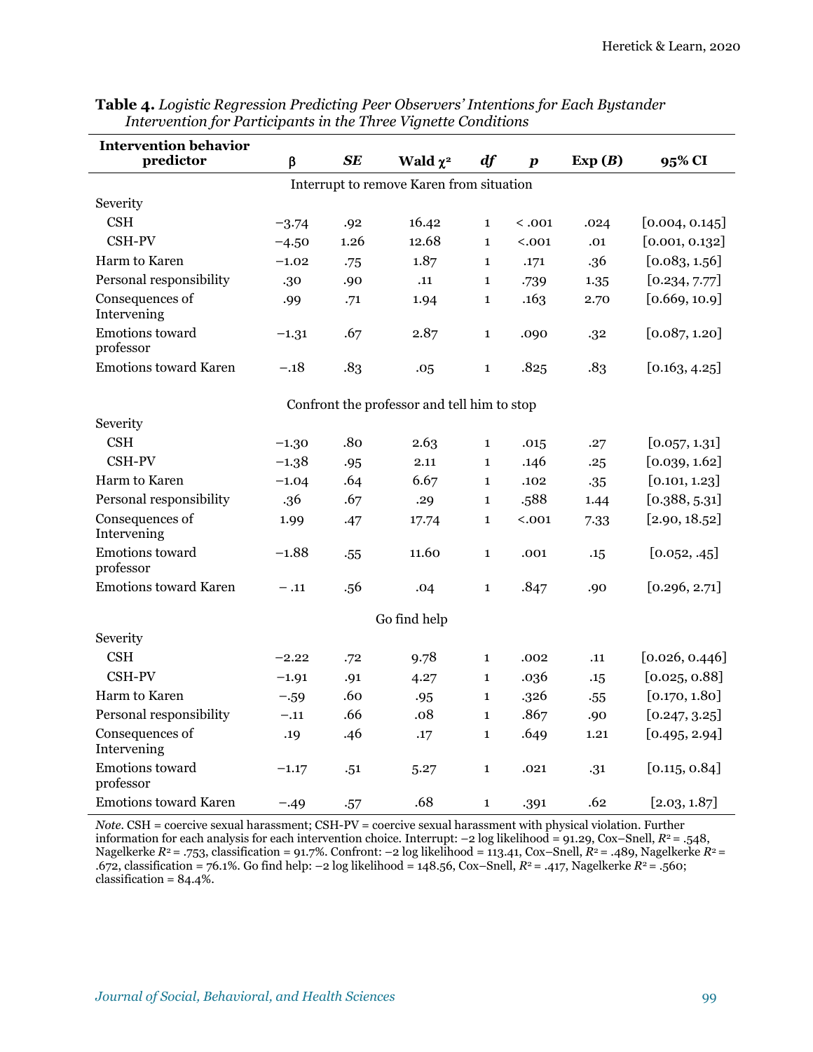**Table 4.** *Logistic Regression Predicting Peer Observers' Intentions for Each Bystander Intervention for Participants in the Three Vignette Conditions*

| Intervention behavior predictor | β | *SE* | Wald $\chi^2$ | *df* | *p* | Exp (*B*) | 95% CI |
|---|---|---|---|---|---|---|---|
| | | | Interrupt to remove Karen from situation | | | | |
| Severity | | | | | | | |
| CSH | −3.74 | .92 | 16.42 | 1 | < .001 | .024 | [0.004, 0.145] |
| CSH-PV | −4.50 | 1.26 | 12.68 | 1 | <.001 | .01 | [0.001, 0.132] |
| Harm to Karen | −1.02 | .75 | 1.87 | 1 | .171 | .36 | [0.083, 1.56] |
| Personal responsibility | .30 | .90 | .11 | 1 | .739 | 1.35 | [0.234, 7.77] |
| Consequences of Intervening | .99 | .71 | 1.94 | 1 | .163 | 2.70 | [0.669, 10.9] |
| Emotions toward professor | −1.31 | .67 | 2.87 | 1 | .090 | .32 | [0.087, 1.20] |
| Emotions toward Karen | −.18 | .83 | .05 | 1 | .825 | .83 | [0.163, 4.25] |
| | | | Confront the professor and tell him to stop | | | | |
| Severity | | | | | | | |
| CSH | −1.30 | .80 | 2.63 | 1 | .015 | .27 | [0.057, 1.31] |
| CSH-PV | −1.38 | .95 | 2.11 | 1 | .146 | .25 | [0.039, 1.62] |
| Harm to Karen | −1.04 | .64 | 6.67 | 1 | .102 | .35 | [0.101, 1.23] |
| Personal responsibility | .36 | .67 | .29 | 1 | .588 | 1.44 | [0.388, 5.31] |
| Consequences of Intervening | 1.99 | .47 | 17.74 | 1 | <.001 | 7.33 | [2.90, 18.52] |
| Emotions toward professor | −1.88 | .55 | 11.60 | 1 | .001 | .15 | [0.052, .45] |
| Emotions toward Karen | − .11 | .56 | .04 | 1 | .847 | .90 | [0.296, 2.71] |
| | | | Go find help | | | | |
| Severity | | | | | | | |
| CSH | −2.22 | .72 | 9.78 | 1 | .002 | .11 | [0.026, 0.446] |
| CSH-PV | −1.91 | .91 | 4.27 | 1 | .036 | .15 | [0.025, 0.88] |
| Harm to Karen | −.59 | .60 | .95 | 1 | .326 | .55 | [0.170, 1.80] |
| Personal responsibility | −.11 | .66 | .08 | 1 | .867 | .90 | [0.247, 3.25] |
| Consequences of Intervening | .19 | .46 | .17 | 1 | .649 | 1.21 | [0.495, 2.94] |
| Emotions toward professor | −1.17 | .51 | 5.27 | 1 | .021 | .31 | [0.115, 0.84] |
| Emotions toward Karen | −.49 | .57 | .68 | 1 | .391 | .62 | [2.03, 1.87] |

*Note.* CSH = coercive sexual harassment; CSH-PV = coercive sexual harassment with physical violation. Further information for each analysis for each intervention choice. Interrupt: −2 log likelihood = 91.29, Cox–Snell, $R^2$ = .548, Nagelkerke $R^2$ = .753, classification = 91.7%. Confront: −2 log likelihood = 113.41, Cox–Snell, $R^2$ = .489, Nagelkerke $R^2$ = .672, classification = 76.1%. Go find help: −2 log likelihood = 148.56, Cox–Snell, $R^2$ = .417, Nagelkerke $R^2$ = .560; classification = 84.4%.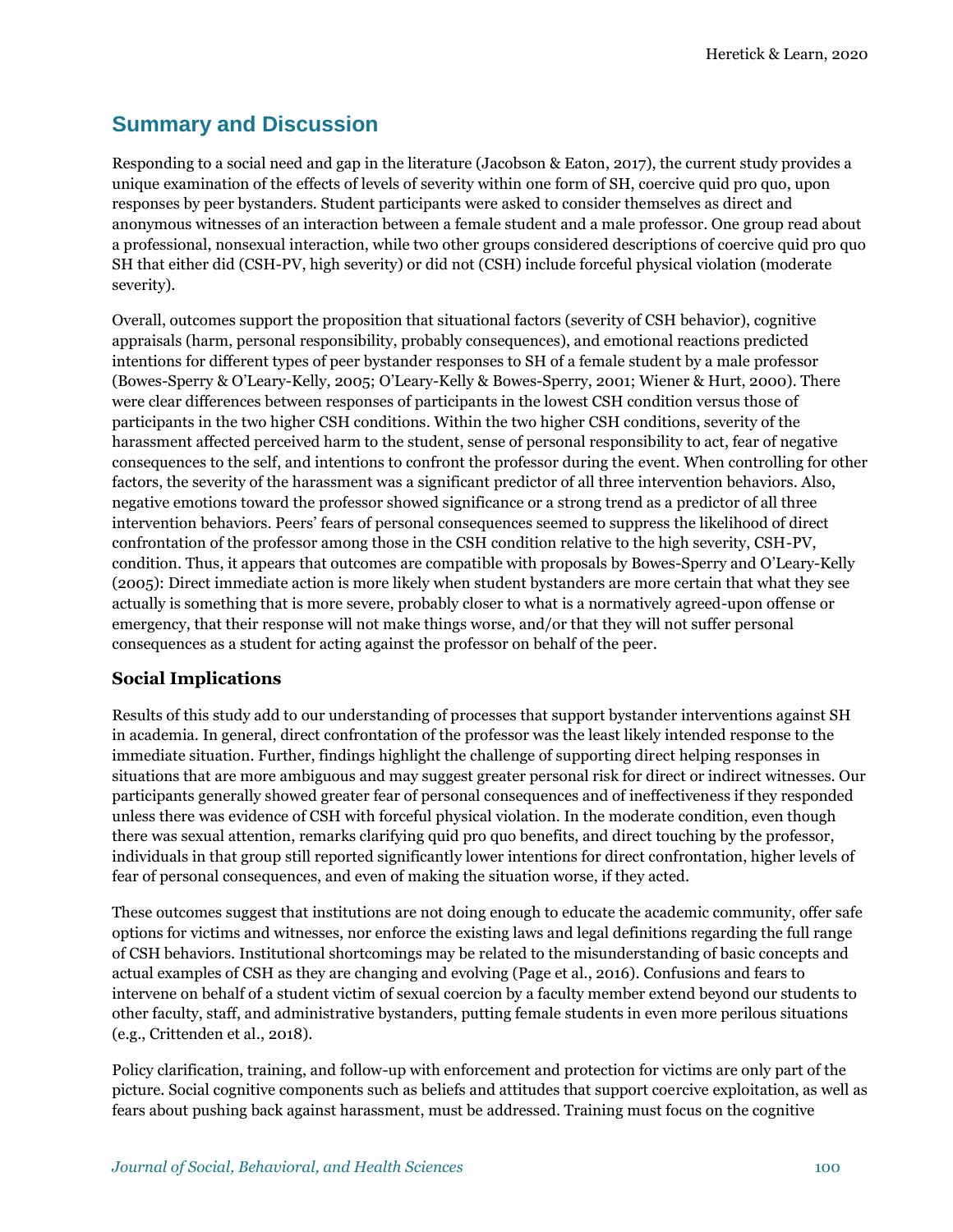## Summary and Discussion

Responding to a social need and gap in the literature (Jacobson & Eaton, 2017), the current study provides a unique examination of the effects of levels of severity within one form of SH, coercive quid pro quo, upon responses by peer bystanders. Student participants were asked to consider themselves as direct and anonymous witnesses of an interaction between a female student and a male professor. One group read about a professional, nonsexual interaction, while two other groups considered descriptions of coercive quid pro quo SH that either did (CSH-PV, high severity) or did not (CSH) include forceful physical violation (moderate severity).

Overall, outcomes support the proposition that situational factors (severity of CSH behavior), cognitive appraisals (harm, personal responsibility, probably consequences), and emotional reactions predicted intentions for different types of peer bystander responses to SH of a female student by a male professor (Bowes-Sperry & O'Leary-Kelly, 2005; O'Leary-Kelly & Bowes-Sperry, 2001; Wiener & Hurt, 2000). There were clear differences between responses of participants in the lowest CSH condition versus those of participants in the two higher CSH conditions. Within the two higher CSH conditions, severity of the harassment affected perceived harm to the student, sense of personal responsibility to act, fear of negative consequences to the self, and intentions to confront the professor during the event. When controlling for other factors, the severity of the harassment was a significant predictor of all three intervention behaviors. Also, negative emotions toward the professor showed significance or a strong trend as a predictor of all three intervention behaviors. Peers' fears of personal consequences seemed to suppress the likelihood of direct confrontation of the professor among those in the CSH condition relative to the high severity, CSH-PV, condition. Thus, it appears that outcomes are compatible with proposals by Bowes-Sperry and O'Leary-Kelly (2005): Direct immediate action is more likely when student bystanders are more certain that what they see actually is something that is more severe, probably closer to what is a normatively agreed-upon offense or emergency, that their response will not make things worse, and/or that they will not suffer personal consequences as a student for acting against the professor on behalf of the peer.

### Social Implications

Results of this study add to our understanding of processes that support bystander interventions against SH in academia. In general, direct confrontation of the professor was the least likely intended response to the immediate situation. Further, findings highlight the challenge of supporting direct helping responses in situations that are more ambiguous and may suggest greater personal risk for direct or indirect witnesses. Our participants generally showed greater fear of personal consequences and of ineffectiveness if they responded unless there was evidence of CSH with forceful physical violation. In the moderate condition, even though there was sexual attention, remarks clarifying quid pro quo benefits, and direct touching by the professor, individuals in that group still reported significantly lower intentions for direct confrontation, higher levels of fear of personal consequences, and even of making the situation worse, if they acted.

These outcomes suggest that institutions are not doing enough to educate the academic community, offer safe options for victims and witnesses, nor enforce the existing laws and legal definitions regarding the full range of CSH behaviors. Institutional shortcomings may be related to the misunderstanding of basic concepts and actual examples of CSH as they are changing and evolving (Page et al., 2016). Confusions and fears to intervene on behalf of a student victim of sexual coercion by a faculty member extend beyond our students to other faculty, staff, and administrative bystanders, putting female students in even more perilous situations (e.g., Crittenden et al., 2018).

Policy clarification, training, and follow-up with enforcement and protection for victims are only part of the picture. Social cognitive components such as beliefs and attitudes that support coercive exploitation, as well as fears about pushing back against harassment, must be addressed. Training must focus on the cognitive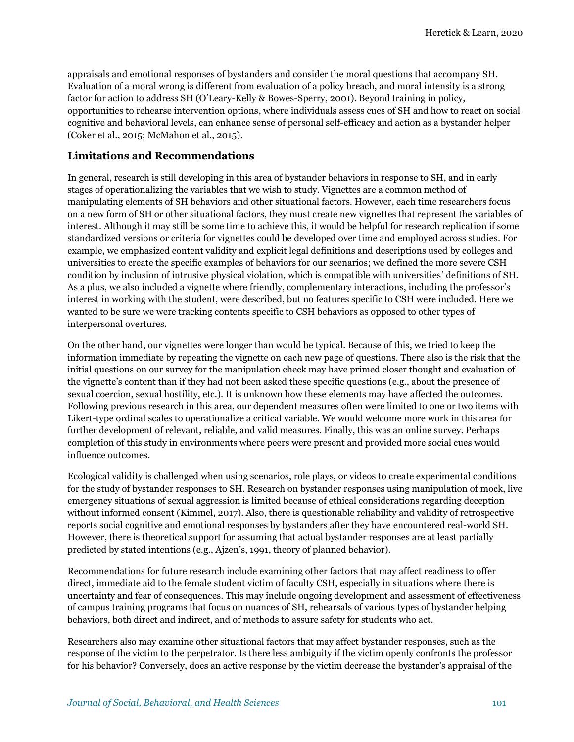appraisals and emotional responses of bystanders and consider the moral questions that accompany SH. Evaluation of a moral wrong is different from evaluation of a policy breach, and moral intensity is a strong factor for action to address SH (O'Leary-Kelly & Bowes-Sperry, 2001). Beyond training in policy, opportunities to rehearse intervention options, where individuals assess cues of SH and how to react on social cognitive and behavioral levels, can enhance sense of personal self-efficacy and action as a bystander helper (Coker et al., 2015; McMahon et al., 2015).

### Limitations and Recommendations

In general, research is still developing in this area of bystander behaviors in response to SH, and in early stages of operationalizing the variables that we wish to study. Vignettes are a common method of manipulating elements of SH behaviors and other situational factors. However, each time researchers focus on a new form of SH or other situational factors, they must create new vignettes that represent the variables of interest. Although it may still be some time to achieve this, it would be helpful for research replication if some standardized versions or criteria for vignettes could be developed over time and employed across studies. For example, we emphasized content validity and explicit legal definitions and descriptions used by colleges and universities to create the specific examples of behaviors for our scenarios; we defined the more severe CSH condition by inclusion of intrusive physical violation, which is compatible with universities' definitions of SH. As a plus, we also included a vignette where friendly, complementary interactions, including the professor's interest in working with the student, were described, but no features specific to CSH were included. Here we wanted to be sure we were tracking contents specific to CSH behaviors as opposed to other types of interpersonal overtures.

On the other hand, our vignettes were longer than would be typical. Because of this, we tried to keep the information immediate by repeating the vignette on each new page of questions. There also is the risk that the initial questions on our survey for the manipulation check may have primed closer thought and evaluation of the vignette's content than if they had not been asked these specific questions (e.g., about the presence of sexual coercion, sexual hostility, etc.). It is unknown how these elements may have affected the outcomes. Following previous research in this area, our dependent measures often were limited to one or two items with Likert-type ordinal scales to operationalize a critical variable. We would welcome more work in this area for further development of relevant, reliable, and valid measures. Finally, this was an online survey. Perhaps completion of this study in environments where peers were present and provided more social cues would influence outcomes.

Ecological validity is challenged when using scenarios, role plays, or videos to create experimental conditions for the study of bystander responses to SH. Research on bystander responses using manipulation of mock, live emergency situations of sexual aggression is limited because of ethical considerations regarding deception without informed consent (Kimmel, 2017). Also, there is questionable reliability and validity of retrospective reports social cognitive and emotional responses by bystanders after they have encountered real-world SH. However, there is theoretical support for assuming that actual bystander responses are at least partially predicted by stated intentions (e.g., Ajzen's, 1991, theory of planned behavior).

Recommendations for future research include examining other factors that may affect readiness to offer direct, immediate aid to the female student victim of faculty CSH, especially in situations where there is uncertainty and fear of consequences. This may include ongoing development and assessment of effectiveness of campus training programs that focus on nuances of SH, rehearsals of various types of bystander helping behaviors, both direct and indirect, and of methods to assure safety for students who act.

Researchers also may examine other situational factors that may affect bystander responses, such as the response of the victim to the perpetrator. Is there less ambiguity if the victim openly confronts the professor for his behavior? Conversely, does an active response by the victim decrease the bystander's appraisal of the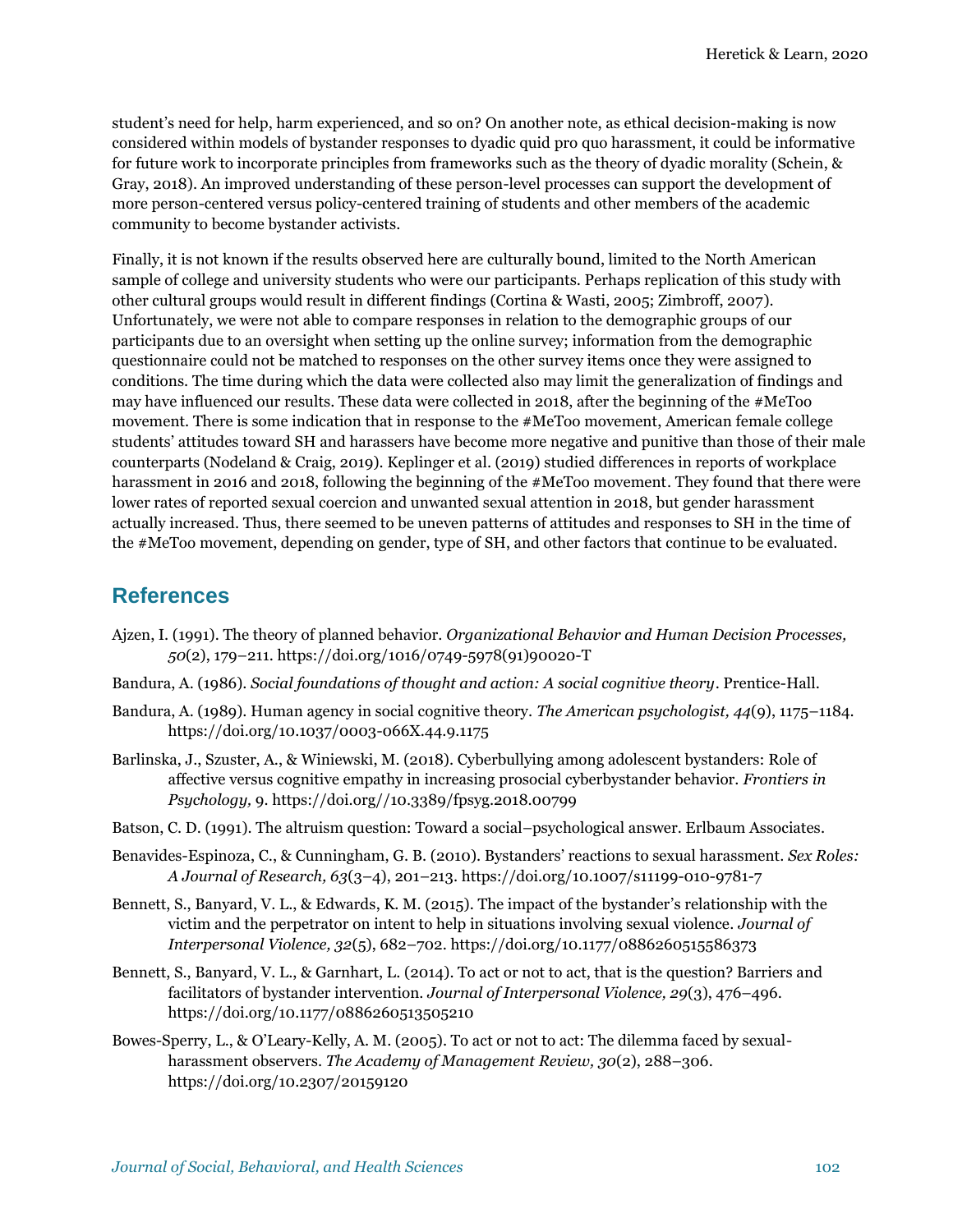student's need for help, harm experienced, and so on? On another note, as ethical decision-making is now considered within models of bystander responses to dyadic quid pro quo harassment, it could be informative for future work to incorporate principles from frameworks such as the theory of dyadic morality (Schein, & Gray, 2018). An improved understanding of these person-level processes can support the development of more person-centered versus policy-centered training of students and other members of the academic community to become bystander activists.

Finally, it is not known if the results observed here are culturally bound, limited to the North American sample of college and university students who were our participants. Perhaps replication of this study with other cultural groups would result in different findings (Cortina & Wasti, 2005; Zimbroff, 2007). Unfortunately, we were not able to compare responses in relation to the demographic groups of our participants due to an oversight when setting up the online survey; information from the demographic questionnaire could not be matched to responses on the other survey items once they were assigned to conditions. The time during which the data were collected also may limit the generalization of findings and may have influenced our results. These data were collected in 2018, after the beginning of the #MeToo movement. There is some indication that in response to the #MeToo movement, American female college students' attitudes toward SH and harassers have become more negative and punitive than those of their male counterparts (Nodeland & Craig, 2019). Keplinger et al. (2019) studied differences in reports of workplace harassment in 2016 and 2018, following the beginning of the #MeToo movement. They found that there were lower rates of reported sexual coercion and unwanted sexual attention in 2018, but gender harassment actually increased. Thus, there seemed to be uneven patterns of attitudes and responses to SH in the time of the #MeToo movement, depending on gender, type of SH, and other factors that continue to be evaluated.

## References

Ajzen, I. (1991). The theory of planned behavior. *Organizational Behavior and Human Decision Processes, 50*(2), 179–211. https://doi.org/1016/0749-5978(91)90020-T

Bandura, A. (1986). *Social foundations of thought and action: A social cognitive theory*. Prentice-Hall.

Bandura, A. (1989). Human agency in social cognitive theory. *The American psychologist, 44*(9), 1175–1184. https://doi.org/10.1037/0003-066X.44.9.1175

Barlinska, J., Szuster, A., & Winiewski, M. (2018). Cyberbullying among adolescent bystanders: Role of affective versus cognitive empathy in increasing prosocial cyberbystander behavior. *Frontiers in Psychology, 9*. https://doi.org//10.3389/fpsyg.2018.00799

Batson, C. D. (1991). The altruism question: Toward a social–psychological answer. Erlbaum Associates.

Benavides-Espinoza, C., & Cunningham, G. B. (2010). Bystanders' reactions to sexual harassment. *Sex Roles: A Journal of Research, 63*(3–4), 201–213. https://doi.org/10.1007/s11199-010-9781-7

Bennett, S., Banyard, V. L., & Edwards, K. M. (2015). The impact of the bystander's relationship with the victim and the perpetrator on intent to help in situations involving sexual violence. *Journal of Interpersonal Violence, 32*(5), 682–702. https://doi.org/10.1177/0886260515586373

Bennett, S., Banyard, V. L., & Garnhart, L. (2014). To act or not to act, that is the question? Barriers and facilitators of bystander intervention. *Journal of Interpersonal Violence, 29*(3), 476–496. https://doi.org/10.1177/0886260513505210

Bowes-Sperry, L., & O'Leary-Kelly, A. M. (2005). To act or not to act: The dilemma faced by sexual-harassment observers. *The Academy of Management Review, 30*(2), 288–306. https://doi.org/10.2307/20159120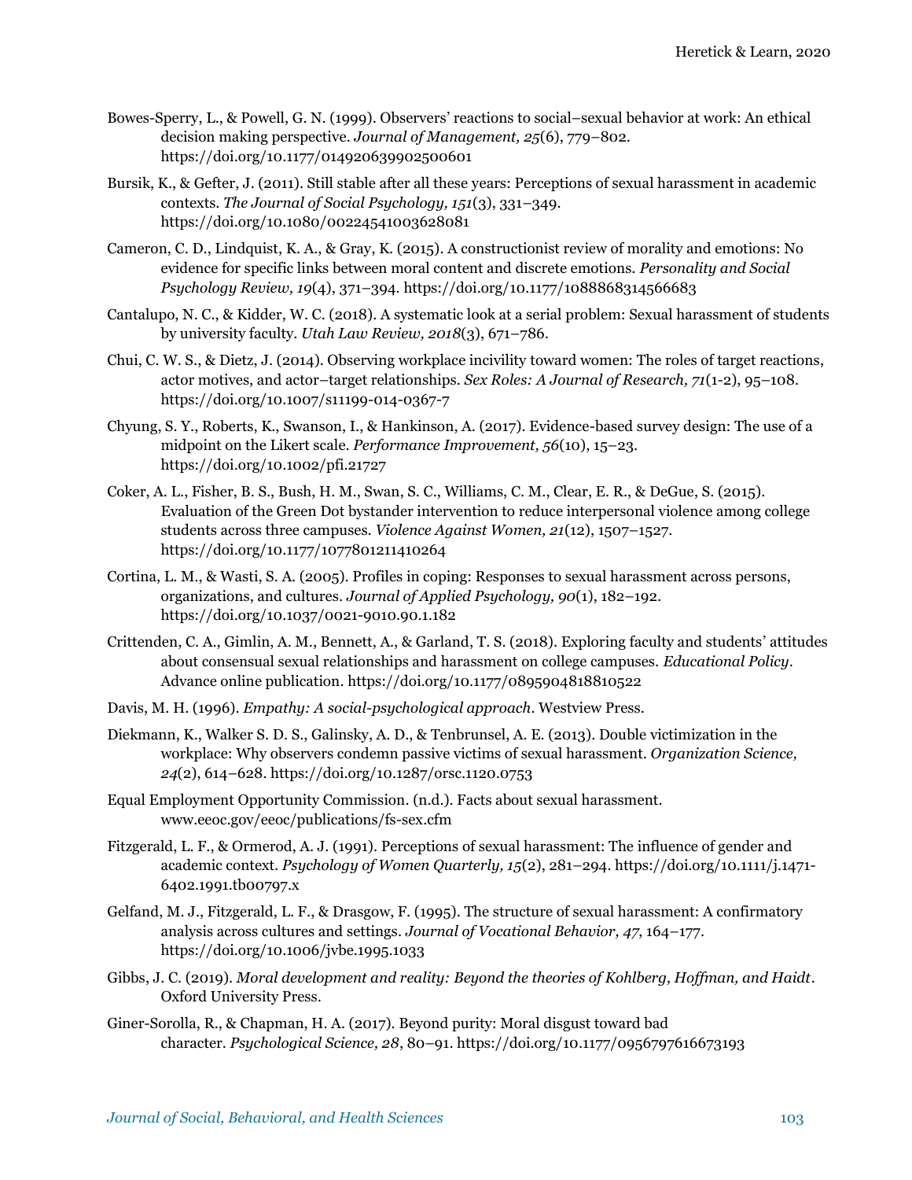Bowes-Sperry, L., & Powell, G. N. (1999). Observers' reactions to social–sexual behavior at work: An ethical decision making perspective. *Journal of Management, 25*(6), 779–802. https://doi.org/10.1177/014920639902500601

Bursik, K., & Gefter, J. (2011). Still stable after all these years: Perceptions of sexual harassment in academic contexts. *The Journal of Social Psychology, 151*(3), 331–349. https://doi.org/10.1080/00224541003628081

Cameron, C. D., Lindquist, K. A., & Gray, K. (2015). A constructionist review of morality and emotions: No evidence for specific links between moral content and discrete emotions. *Personality and Social Psychology Review, 19*(4), 371–394. https://doi.org/10.1177/1088868314566683

Cantalupo, N. C., & Kidder, W. C. (2018). A systematic look at a serial problem: Sexual harassment of students by university faculty. *Utah Law Review, 2018*(3), 671–786.

Chui, C. W. S., & Dietz, J. (2014). Observing workplace incivility toward women: The roles of target reactions, actor motives, and actor–target relationships. *Sex Roles: A Journal of Research, 71*(1-2), 95–108. https://doi.org/10.1007/s11199-014-0367-7

Chyung, S. Y., Roberts, K., Swanson, I., & Hankinson, A. (2017). Evidence-based survey design: The use of a midpoint on the Likert scale. *Performance Improvement, 56*(10), 15–23. https://doi.org/10.1002/pfi.21727

Coker, A. L., Fisher, B. S., Bush, H. M., Swan, S. C., Williams, C. M., Clear, E. R., & DeGue, S. (2015). Evaluation of the Green Dot bystander intervention to reduce interpersonal violence among college students across three campuses. *Violence Against Women, 21*(12), 1507–1527. https://doi.org/10.1177/1077801211410264

Cortina, L. M., & Wasti, S. A. (2005). Profiles in coping: Responses to sexual harassment across persons, organizations, and cultures. *Journal of Applied Psychology, 90*(1), 182–192. https://doi.org/10.1037/0021-9010.90.1.182

Crittenden, C. A., Gimlin, A. M., Bennett, A., & Garland, T. S. (2018). Exploring faculty and students' attitudes about consensual sexual relationships and harassment on college campuses. *Educational Policy*. Advance online publication. https://doi.org/10.1177/0895904818810522

Davis, M. H. (1996). *Empathy: A social-psychological approach*. Westview Press.

Diekmann, K., Walker S. D. S., Galinsky, A. D., & Tenbrunsel, A. E. (2013). Double victimization in the workplace: Why observers condemn passive victims of sexual harassment. *Organization Science, 24*(2), 614–628. https://doi.org/10.1287/orsc.1120.0753

Equal Employment Opportunity Commission. (n.d.). Facts about sexual harassment. www.eeoc.gov/eeoc/publications/fs-sex.cfm

Fitzgerald, L. F., & Ormerod, A. J. (1991). Perceptions of sexual harassment: The influence of gender and academic context. *Psychology of Women Quarterly, 15*(2), 281–294. https://doi.org/10.1111/j.1471-6402.1991.tb00797.x

Gelfand, M. J., Fitzgerald, L. F., & Drasgow, F. (1995). The structure of sexual harassment: A confirmatory analysis across cultures and settings. *Journal of Vocational Behavior, 47*, 164–177. https://doi.org/10.1006/jvbe.1995.1033

Gibbs, J. C. (2019). *Moral development and reality: Beyond the theories of Kohlberg, Hoffman, and Haidt*. Oxford University Press.

Giner-Sorolla, R., & Chapman, H. A. (2017). Beyond purity: Moral disgust toward bad character. *Psychological Science, 28*, 80–91. https://doi.org/10.1177/0956797616673193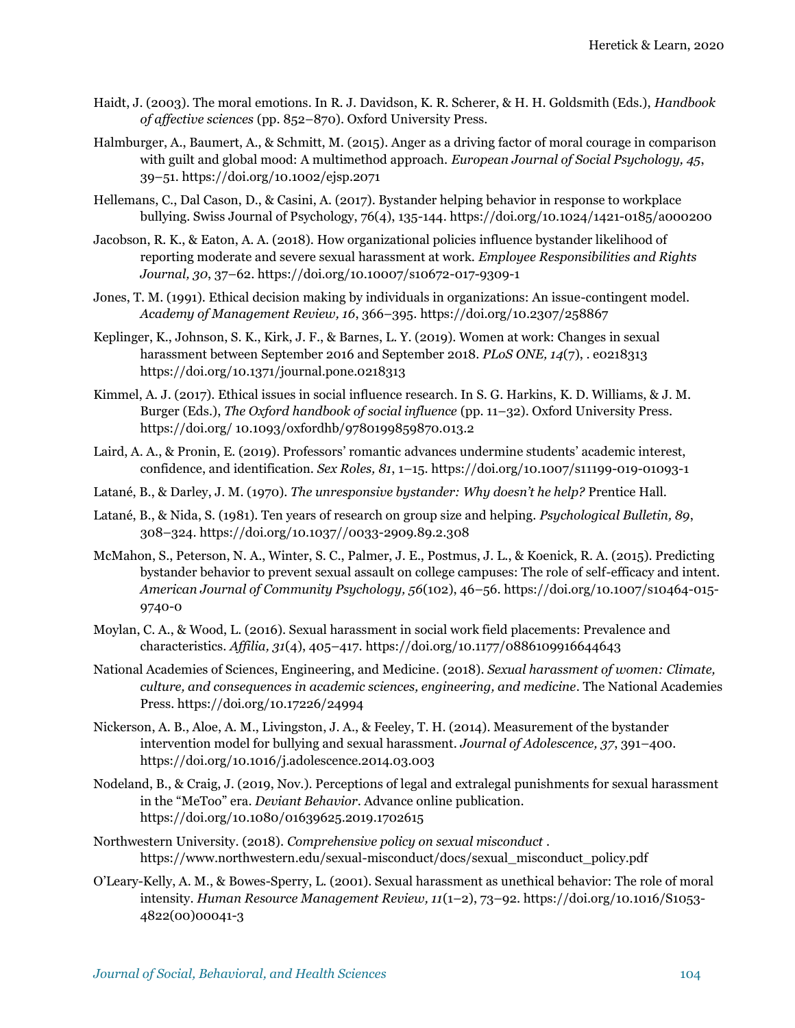Haidt, J. (2003). The moral emotions. In R. J. Davidson, K. R. Scherer, & H. H. Goldsmith (Eds.), *Handbook of affective sciences* (pp. 852–870). Oxford University Press.

Halmburger, A., Baumert, A., & Schmitt, M. (2015). Anger as a driving factor of moral courage in comparison with guilt and global mood: A multimethod approach. *European Journal of Social Psychology, 45*, 39–51. https://doi.org/10.1002/ejsp.2071

Hellemans, C., Dal Cason, D., & Casini, A. (2017). Bystander helping behavior in response to workplace bullying. Swiss Journal of Psychology, 76(4), 135-144. https://doi.org/10.1024/1421-0185/a000200

Jacobson, R. K., & Eaton, A. A. (2018). How organizational policies influence bystander likelihood of reporting moderate and severe sexual harassment at work. *Employee Responsibilities and Rights Journal, 30*, 37–62. https://doi.org/10.10007/s10672-017-9309-1

Jones, T. M. (1991). Ethical decision making by individuals in organizations: An issue-contingent model. *Academy of Management Review, 16*, 366–395. https://doi.org/10.2307/258867

Keplinger, K., Johnson, S. K., Kirk, J. F., & Barnes, L. Y. (2019). Women at work: Changes in sexual harassment between September 2016 and September 2018. *PLoS ONE, 14*(7), . e0218313 https://doi.org/10.1371/journal.pone.0218313

Kimmel, A. J. (2017). Ethical issues in social influence research. In S. G. Harkins, K. D. Williams, & J. M. Burger (Eds.), *The Oxford handbook of social influence* (pp. 11–32). Oxford University Press. https://doi.org/ 10.1093/oxfordhb/9780199859870.013.2

Laird, A. A., & Pronin, E. (2019). Professors' romantic advances undermine students' academic interest, confidence, and identification. *Sex Roles, 81*, 1–15. https://doi.org/10.1007/s11199-019-01093-1

Latané, B., & Darley, J. M. (1970). *The unresponsive bystander: Why doesn't he help?* Prentice Hall.

Latané, B., & Nida, S. (1981). Ten years of research on group size and helping. *Psychological Bulletin, 89*, 308–324. https://doi.org/10.1037//0033-2909.89.2.308

McMahon, S., Peterson, N. A., Winter, S. C., Palmer, J. E., Postmus, J. L., & Koenick, R. A. (2015). Predicting bystander behavior to prevent sexual assault on college campuses: The role of self-efficacy and intent. *American Journal of Community Psychology, 56*(102), 46–56. https://doi.org/10.1007/s10464-015-9740-0

Moylan, C. A., & Wood, L. (2016). Sexual harassment in social work field placements: Prevalence and characteristics. *Affilia, 31*(4), 405–417. https://doi.org/10.1177/0886109916644643

National Academies of Sciences, Engineering, and Medicine. (2018). *Sexual harassment of women: Climate, culture, and consequences in academic sciences, engineering, and medicine*. The National Academies Press. https://doi.org/10.17226/24994

Nickerson, A. B., Aloe, A. M., Livingston, J. A., & Feeley, T. H. (2014). Measurement of the bystander intervention model for bullying and sexual harassment. *Journal of Adolescence, 37*, 391–400. https://doi.org/10.1016/j.adolescence.2014.03.003

Nodeland, B., & Craig, J. (2019, Nov.). Perceptions of legal and extralegal punishments for sexual harassment in the "MeToo" era. *Deviant Behavior*. Advance online publication. https://doi.org/10.1080/01639625.2019.1702615

Northwestern University. (2018). *Comprehensive policy on sexual misconduct* . https://www.northwestern.edu/sexual-misconduct/docs/sexual_misconduct_policy.pdf

O'Leary-Kelly, A. M., & Bowes-Sperry, L. (2001). Sexual harassment as unethical behavior: The role of moral intensity. *Human Resource Management Review, 11*(1–2), 73–92. https://doi.org/10.1016/S1053-4822(00)00041-3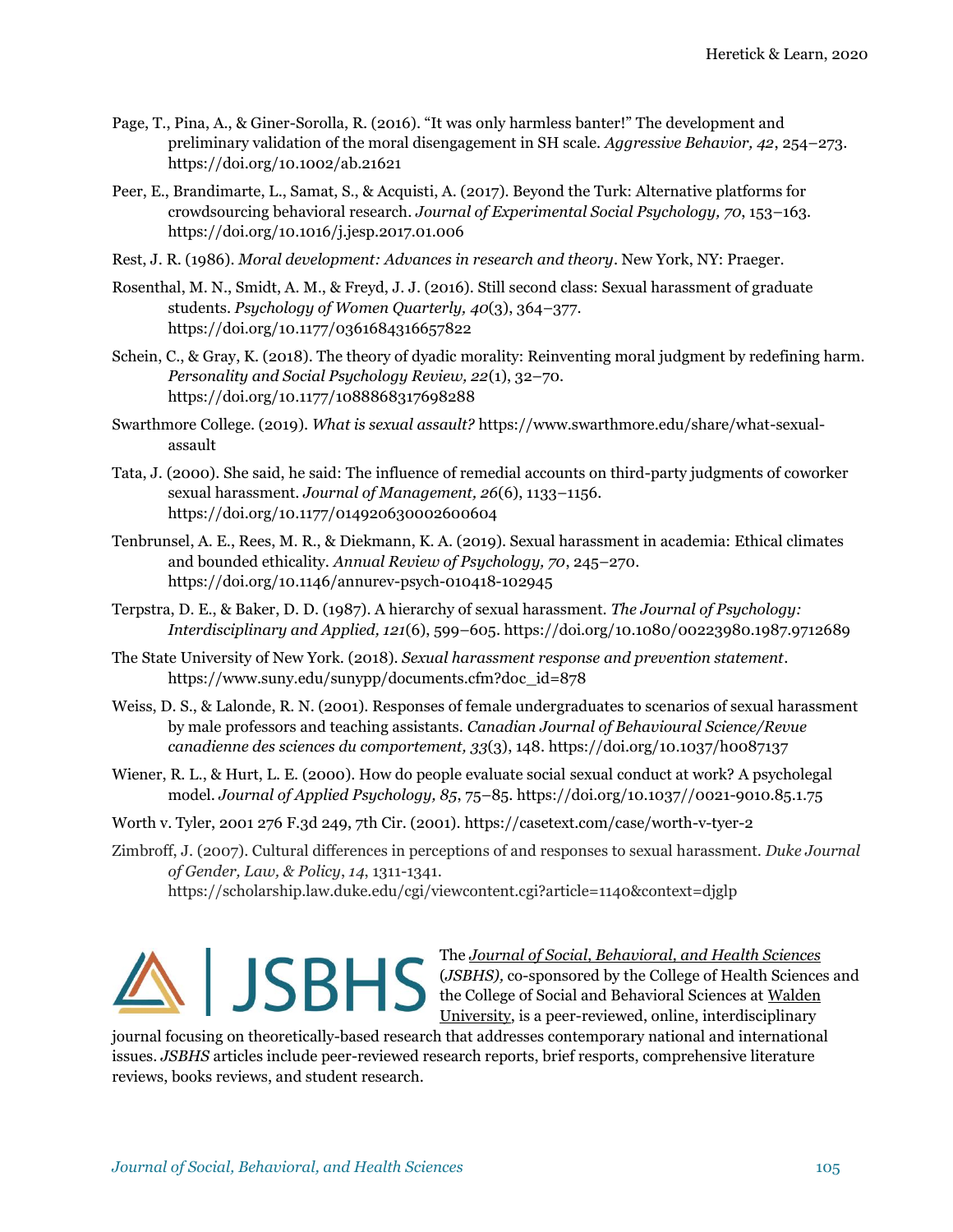Page, T., Pina, A., & Giner-Sorolla, R. (2016). "It was only harmless banter!" The development and preliminary validation of the moral disengagement in SH scale. *Aggressive Behavior, 42*, 254–273. https://doi.org/10.1002/ab.21621

Peer, E., Brandimarte, L., Samat, S., & Acquisti, A. (2017). Beyond the Turk: Alternative platforms for crowdsourcing behavioral research. *Journal of Experimental Social Psychology, 70*, 153–163. https://doi.org/10.1016/j.jesp.2017.01.006

Rest, J. R. (1986). *Moral development: Advances in research and theory*. New York, NY: Praeger.

Rosenthal, M. N., Smidt, A. M., & Freyd, J. J. (2016). Still second class: Sexual harassment of graduate students. *Psychology of Women Quarterly, 40*(3), 364–377. https://doi.org/10.1177/0361684316657822

Schein, C., & Gray, K. (2018). The theory of dyadic morality: Reinventing moral judgment by redefining harm. *Personality and Social Psychology Review, 22*(1), 32–70. https://doi.org/10.1177/1088868317698288

Swarthmore College. (2019). *What is sexual assault?* https://www.swarthmore.edu/share/what-sexual-assault

Tata, J. (2000). She said, he said: The influence of remedial accounts on third-party judgments of coworker sexual harassment. *Journal of Management, 26*(6), 1133–1156. https://doi.org/10.1177/014920630002600604

Tenbrunsel, A. E., Rees, M. R., & Diekmann, K. A. (2019). Sexual harassment in academia: Ethical climates and bounded ethicality. *Annual Review of Psychology, 70*, 245–270. https://doi.org/10.1146/annurev-psych-010418-102945

Terpstra, D. E., & Baker, D. D. (1987). A hierarchy of sexual harassment. *The Journal of Psychology: Interdisciplinary and Applied, 121*(6), 599–605. https://doi.org/10.1080/00223980.1987.9712689

The State University of New York. (2018). *Sexual harassment response and prevention statement*. https://www.suny.edu/sunypp/documents.cfm?doc_id=878

Weiss, D. S., & Lalonde, R. N. (2001). Responses of female undergraduates to scenarios of sexual harassment by male professors and teaching assistants. *Canadian Journal of Behavioural Science/Revue canadienne des sciences du comportement, 33*(3), 148. https://doi.org/10.1037/h0087137

Wiener, R. L., & Hurt, L. E. (2000). How do people evaluate social sexual conduct at work? A psycholegal model. *Journal of Applied Psychology, 85*, 75–85. https://doi.org/10.1037//0021-9010.85.1.75

Worth v. Tyler, 2001 276 F.3d 249, 7th Cir. (2001). https://casetext.com/case/worth-v-tyer-2

Zimbroff, J. (2007). Cultural differences in perceptions of and responses to sexual harassment. *Duke Journal of Gender, Law, & Policy*, *14*, 1311-1341. https://scholarship.law.duke.edu/cgi/viewcontent.cgi?article=1140&context=djglp

JSBHS

The *Journal of Social, Behavioral, and Health Sciences* (*JSBHS),* co-sponsored by the College of Health Sciences and the College of Social and Behavioral Sciences at Walden University, is a peer-reviewed, online, interdisciplinary journal focusing on theoretically-based research that addresses contemporary national and international issues. *JSBHS* articles include peer-reviewed research reports, brief resports, comprehensive literature reviews, books reviews, and student research.